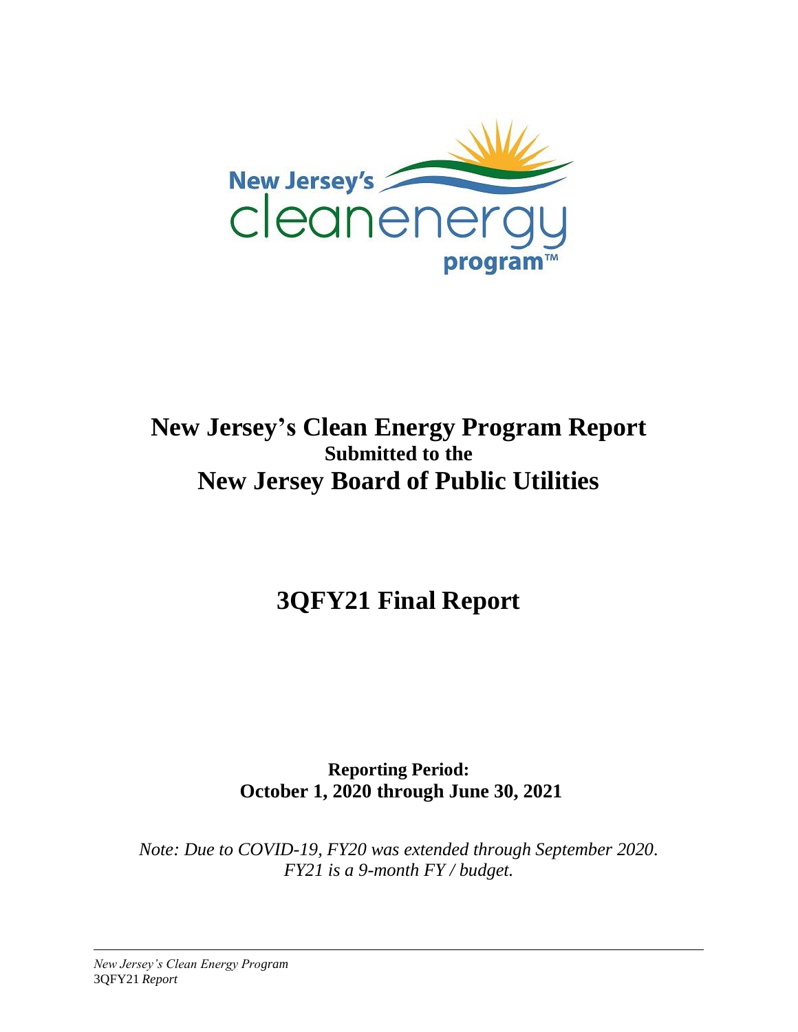# New Jersey's Clean Energy Program Report
## Submitted to the
# New Jersey Board of Public Utilities

# 3QFY21 Final Report

**Reporting Period:**
**October 1, 2020 through June 30, 2021**

*Note: Due to COVID-19, FY20 was extended through September 2020. FY21 is a 9-month FY / budget.*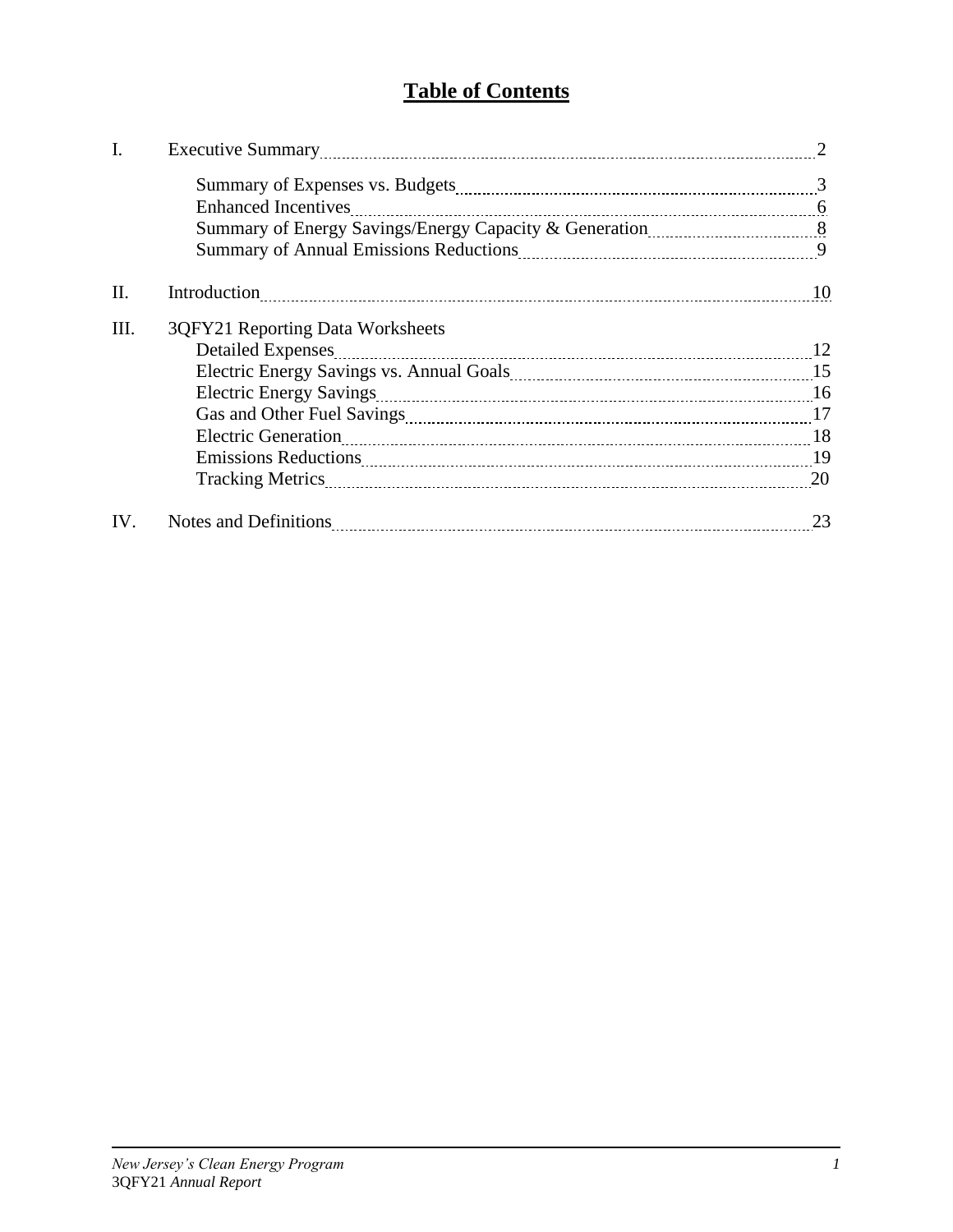# Table of Contents

| | | |
|---|---|---|
| I. | Executive Summary | 2 |
| | Summary of Expenses vs. Budgets | 3 |
| | Enhanced Incentives | 6 |
| | Summary of Energy Savings/Energy Capacity & Generation | 8 |
| | Summary of Annual Emissions Reductions | 9 |
| II. | Introduction | 10 |
| III. | 3QFY21 Reporting Data Worksheets | |
| | Detailed Expenses | 12 |
| | Electric Energy Savings vs. Annual Goals | 15 |
| | Electric Energy Savings | 16 |
| | Gas and Other Fuel Savings | 17 |
| | Electric Generation | 18 |
| | Emissions Reductions | 19 |
| | Tracking Metrics | 20 |
| IV. | Notes and Definitions | 23 |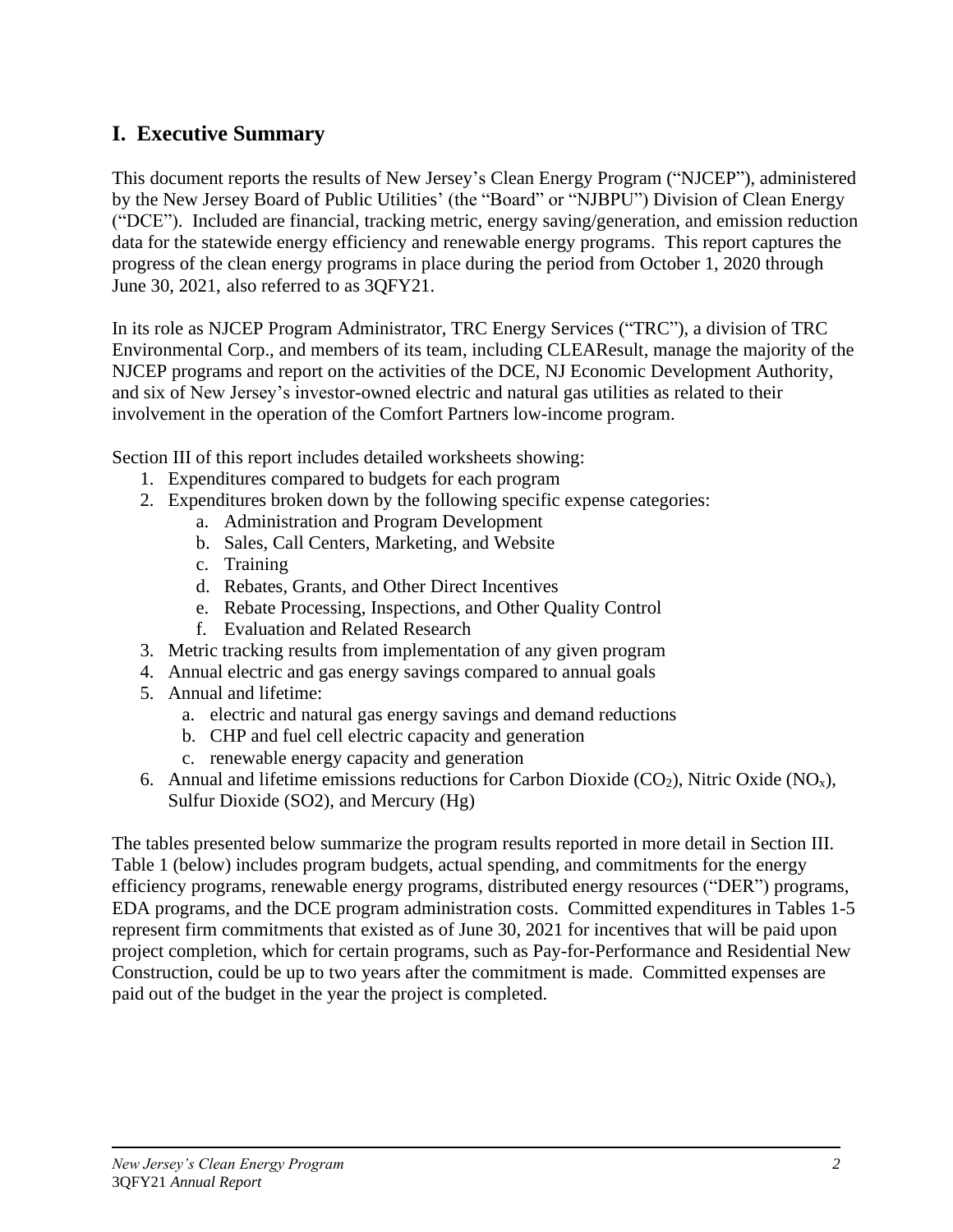## I. Executive Summary

This document reports the results of New Jersey's Clean Energy Program ("NJCEP"), administered by the New Jersey Board of Public Utilities' (the "Board" or "NJBPU") Division of Clean Energy ("DCE"). Included are financial, tracking metric, energy saving/generation, and emission reduction data for the statewide energy efficiency and renewable energy programs. This report captures the progress of the clean energy programs in place during the period from October 1, 2020 through June 30, 2021, also referred to as 3QFY21.

In its role as NJCEP Program Administrator, TRC Energy Services ("TRC"), a division of TRC Environmental Corp., and members of its team, including CLEAResult, manage the majority of the NJCEP programs and report on the activities of the DCE, NJ Economic Development Authority, and six of New Jersey's investor-owned electric and natural gas utilities as related to their involvement in the operation of the Comfort Partners low-income program.

Section III of this report includes detailed worksheets showing:

1. Expenditures compared to budgets for each program
2. Expenditures broken down by the following specific expense categories:
   a. Administration and Program Development
   b. Sales, Call Centers, Marketing, and Website
   c. Training
   d. Rebates, Grants, and Other Direct Incentives
   e. Rebate Processing, Inspections, and Other Quality Control
   f. Evaluation and Related Research
3. Metric tracking results from implementation of any given program
4. Annual electric and gas energy savings compared to annual goals
5. Annual and lifetime:
   a. electric and natural gas energy savings and demand reductions
   b. CHP and fuel cell electric capacity and generation
   c. renewable energy capacity and generation
6. Annual and lifetime emissions reductions for Carbon Dioxide ($CO_2$), Nitric Oxide ($NO_x$), Sulfur Dioxide (SO2), and Mercury (Hg)

The tables presented below summarize the program results reported in more detail in Section III. Table 1 (below) includes program budgets, actual spending, and commitments for the energy efficiency programs, renewable energy programs, distributed energy resources ("DER") programs, EDA programs, and the DCE program administration costs. Committed expenditures in Tables 1-5 represent firm commitments that existed as of June 30, 2021 for incentives that will be paid upon project completion, which for certain programs, such as Pay-for-Performance and Residential New Construction, could be up to two years after the commitment is made. Committed expenses are paid out of the budget in the year the project is completed.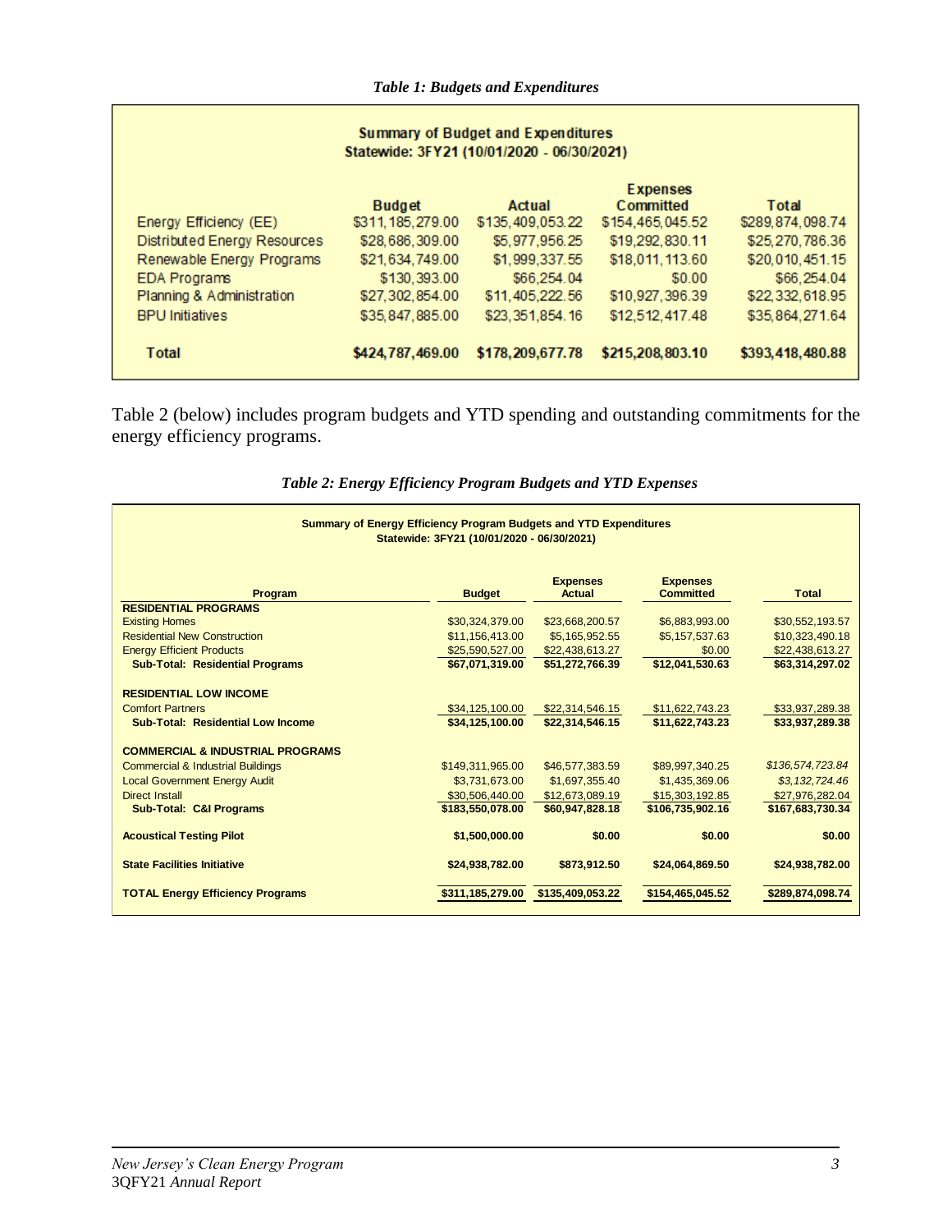*Table 1: Budgets and Expenditures*

| Summary of Budget and Expenditures<br>Statewide: 3FY21 (10/01/2020 - 06/30/2021) | | | | |
|---|---|---|---|---|
| | Budget | Actual | Expenses Committed | Total |
| Energy Efficiency (EE) | $311,185,279.00 | $135,409,053.22 | $154,465,045.52 | $289,874,098.74 |
| Distributed Energy Resources | $28,686,309.00 | $5,977,956.25 | $19,292,830.11 | $25,270,786.36 |
| Renewable Energy Programs | $21,634,749.00 | $1,999,337.55 | $18,011,113.60 | $20,010,451.15 |
| EDA Programs | $130,393.00 | $66,254.04 | $0.00 | $66,254.04 |
| Planning & Administration | $27,302,854.00 | $11,405,222.56 | $10,927,396.39 | $22,332,618.95 |
| BPU Initiatives | $35,847,885.00 | $23,351,854.16 | $12,512,417.48 | $35,864,271.64 |
| **Total** | **$424,787,469.00** | **$178,209,677.78** | **$215,208,803.10** | **$393,418,480.88** |

Table 2 (below) includes program budgets and YTD spending and outstanding commitments for the energy efficiency programs.

*Table 2: Energy Efficiency Program Budgets and YTD Expenses*

| Summary of Energy Efficiency Program Budgets and YTD Expenditures<br>Statewide: 3FY21 (10/01/2020 - 06/30/2021) | | | | |
|---|---|---|---|---|
| **Program** | **Budget** | **Expenses Actual** | **Expenses Committed** | **Total** |
| **RESIDENTIAL PROGRAMS** | | | | |
| Existing Homes | $30,324,379.00 | $23,668,200.57 | $6,883,993.00 | $30,552,193.57 |
| Residential New Construction | $11,156,413.00 | $5,165,952.55 | $5,157,537.63 | $10,323,490.18 |
| Energy Efficient Products | $25,590,527.00 | $22,438,613.27 | $0.00 | $22,438,613.27 |
| **Sub-Total: Residential Programs** | **$67,071,319.00** | **$51,272,766.39** | **$12,041,530.63** | **$63,314,297.02** |
| **RESIDENTIAL LOW INCOME** | | | | |
| Comfort Partners | $34,125,100.00 | $22,314,546.15 | $11,622,743.23 | $33,937,289.38 |
| **Sub-Total: Residential Low Income** | **$34,125,100.00** | **$22,314,546.15** | **$11,622,743.23** | **$33,937,289.38** |
| **COMMERCIAL & INDUSTRIAL PROGRAMS** | | | | |
| Commercial & Industrial Buildings | $149,311,965.00 | $46,577,383.59 | $89,997,340.25 | *$136,574,723.84* |
| Local Government Energy Audit | $3,731,673.00 | $1,697,355.40 | $1,435,369.06 | *$3,132,724.46* |
| Direct Install | $30,506,440.00 | $12,673,089.19 | $15,303,192.85 | $27,976,282.04 |
| **Sub-Total: C&I Programs** | **$183,550,078.00** | **$60,947,828.18** | **$106,735,902.16** | **$167,683,730.34** |
| **Acoustical Testing Pilot** | **$1,500,000.00** | **$0.00** | **$0.00** | **$0.00** |
| **State Facilities Initiative** | **$24,938,782.00** | **$873,912.50** | **$24,064,869.50** | **$24,938,782.00** |
| **TOTAL Energy Efficiency Programs** | **$311,185,279.00** | **$135,409,053.22** | **$154,465,045.52** | **$289,874,098.74** |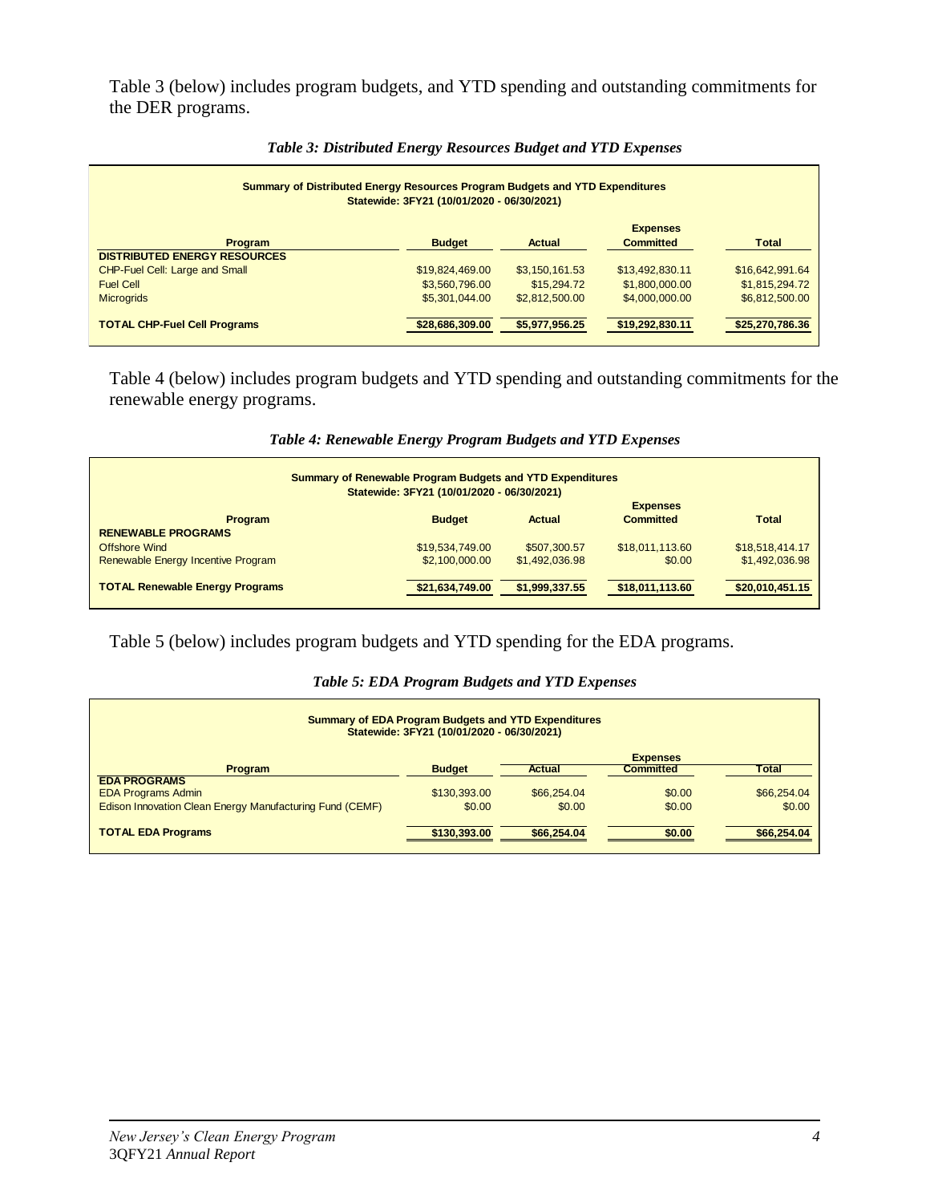Table 3 (below) includes program budgets, and YTD spending and outstanding commitments for the DER programs.

*Table 3: Distributed Energy Resources Budget and YTD Expenses*

**Summary of Distributed Energy Resources Program Budgets and YTD Expenditures**
**Statewide: 3FY21 (10/01/2020 - 06/30/2021)**

| Program | Budget | Actual | Expenses Committed | Total |
|---|---|---|---|---|
| **DISTRIBUTED ENERGY RESOURCES** | | | | |
| CHP-Fuel Cell: Large and Small | $19,824,469.00 | $3,150,161.53 | $13,492,830.11 | $16,642,991.64 |
| Fuel Cell | $3,560,796.00 | $15,294.72 | $1,800,000.00 | $1,815,294.72 |
| Microgrids | $5,301,044.00 | $2,812,500.00 | $4,000,000.00 | $6,812,500.00 |
| **TOTAL CHP-Fuel Cell Programs** | **$28,686,309.00** | **$5,977,956.25** | **$19,292,830.11** | **$25,270,786.36** |

Table 4 (below) includes program budgets and YTD spending and outstanding commitments for the renewable energy programs.

*Table 4: Renewable Energy Program Budgets and YTD Expenses*

**Summary of Renewable Program Budgets and YTD Expenditures**
**Statewide: 3FY21 (10/01/2020 - 06/30/2021)**

| Program | Budget | Actual | Expenses Committed | Total |
|---|---|---|---|---|
| **RENEWABLE PROGRAMS** | | | | |
| Offshore Wind | $19,534,749.00 | $507,300.57 | $18,011,113.60 | $18,518,414.17 |
| Renewable Energy Incentive Program | $2,100,000.00 | $1,492,036.98 | $0.00 | $1,492,036.98 |
| **TOTAL Renewable Energy Programs** | **$21,634,749.00** | **$1,999,337.55** | **$18,011,113.60** | **$20,010,451.15** |

Table 5 (below) includes program budgets and YTD spending for the EDA programs.

*Table 5: EDA Program Budgets and YTD Expenses*

**Summary of EDA Program Budgets and YTD Expenditures**
**Statewide: 3FY21 (10/01/2020 - 06/30/2021)**

| Program | Budget | Actual | Expenses Committed | Total |
|---|---|---|---|---|
| **EDA PROGRAMS** | | | | |
| EDA Programs Admin | $130,393.00 | $66,254.04 | $0.00 | $66,254.04 |
| Edison Innovation Clean Energy Manufacturing Fund (CEMF) | $0.00 | $0.00 | $0.00 | $0.00 |
| **TOTAL EDA Programs** | **$130,393.00** | **$66,254.04** | **$0.00** | **$66,254.04** |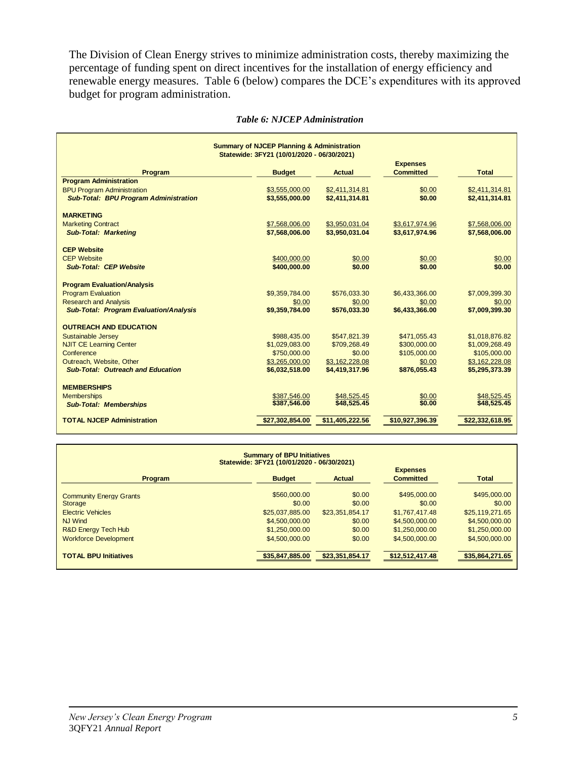The Division of Clean Energy strives to minimize administration costs, thereby maximizing the percentage of funding spent on direct incentives for the installation of energy efficiency and renewable energy measures. Table 6 (below) compares the DCE's expenditures with its approved budget for program administration.

*Table 6: NJCEP Administration*

**Summary of NJCEP Planning & Administration**
**Statewide: 3FY21 (10/01/2020 - 06/30/2021)**

| Program | Budget | Actual | Expenses Committed | Total |
|---|---|---|---|---|
| **Program Administration** | | | | |
| BPU Program Administration | $3,555,000.00 | $2,411,314.81 | $0.00 | $2,411,314.81 |
| ***Sub-Total: BPU Program Administration*** | **$3,555,000.00** | **$2,411,314.81** | **$0.00** | **$2,411,314.81** |
| **MARKETING** | | | | |
| Marketing Contract | $7,568,006.00 | $3,950,031.04 | $3,617,974.96 | $7,568,006.00 |
| ***Sub-Total: Marketing*** | **$7,568,006.00** | **$3,950,031.04** | **$3,617,974.96** | **$7,568,006.00** |
| **CEP Website** | | | | |
| CEP Website | $400,000.00 | $0.00 | $0.00 | $0.00 |
| ***Sub-Total: CEP Website*** | **$400,000.00** | **$0.00** | **$0.00** | **$0.00** |
| **Program Evaluation/Analysis** | | | | |
| Program Evaluation | $9,359,784.00 | $576,033.30 | $6,433,366.00 | $7,009,399.30 |
| Research and Analysis | $0.00 | $0.00 | $0.00 | $0.00 |
| ***Sub-Total: Program Evaluation/Analysis*** | **$9,359,784.00** | **$576,033.30** | **$6,433,366.00** | **$7,009,399.30** |
| **OUTREACH AND EDUCATION** | | | | |
| Sustainable Jersey | $988,435.00 | $547,821.39 | $471,055.43 | $1,018,876.82 |
| NJIT CE Learning Center | $1,029,083.00 | $709,268.49 | $300,000.00 | $1,009,268.49 |
| Conference | $750,000.00 | $0.00 | $105,000.00 | $105,000.00 |
| Outreach, Website, Other | $3,265,000.00 | $3,162,228.08 | $0.00 | $3,162,228.08 |
| ***Sub-Total: Outreach and Education*** | **$6,032,518.00** | **$4,419,317.96** | **$876,055.43** | **$5,295,373.39** |
| **MEMBERSHIPS** | | | | |
| Memberships | $387,546.00 | $48,525.45 | $0.00 | $48,525.45 |
| ***Sub-Total: Memberships*** | **$387,546.00** | **$48,525.45** | **$0.00** | **$48,525.45** |
| **TOTAL NJCEP Administration** | **$27,302,854.00** | **$11,405,222.56** | **$10,927,396.39** | **$22,332,618.95** |

**Summary of BPU Initiatives**
**Statewide: 3FY21 (10/01/2020 - 06/30/2021)**

| Program | Budget | Actual | Expenses Committed | Total |
|---|---|---|---|---|
| Community Energy Grants | $560,000.00 | $0.00 | $495,000.00 | $495,000.00 |
| Storage | $0.00 | $0.00 | $0.00 | $0.00 |
| Electric Vehicles | $25,037,885.00 | $23,351,854.17 | $1,767,417.48 | $25,119,271.65 |
| NJ Wind | $4,500,000.00 | $0.00 | $4,500,000.00 | $4,500,000.00 |
| R&D Energy Tech Hub | $1,250,000.00 | $0.00 | $1,250,000.00 | $1,250,000.00 |
| Workforce Development | $4,500,000.00 | $0.00 | $4,500,000.00 | $4,500,000.00 |
| **TOTAL BPU Initiatives** | **$35,847,885.00** | **$23,351,854.17** | **$12,512,417.48** | **$35,864,271.65** |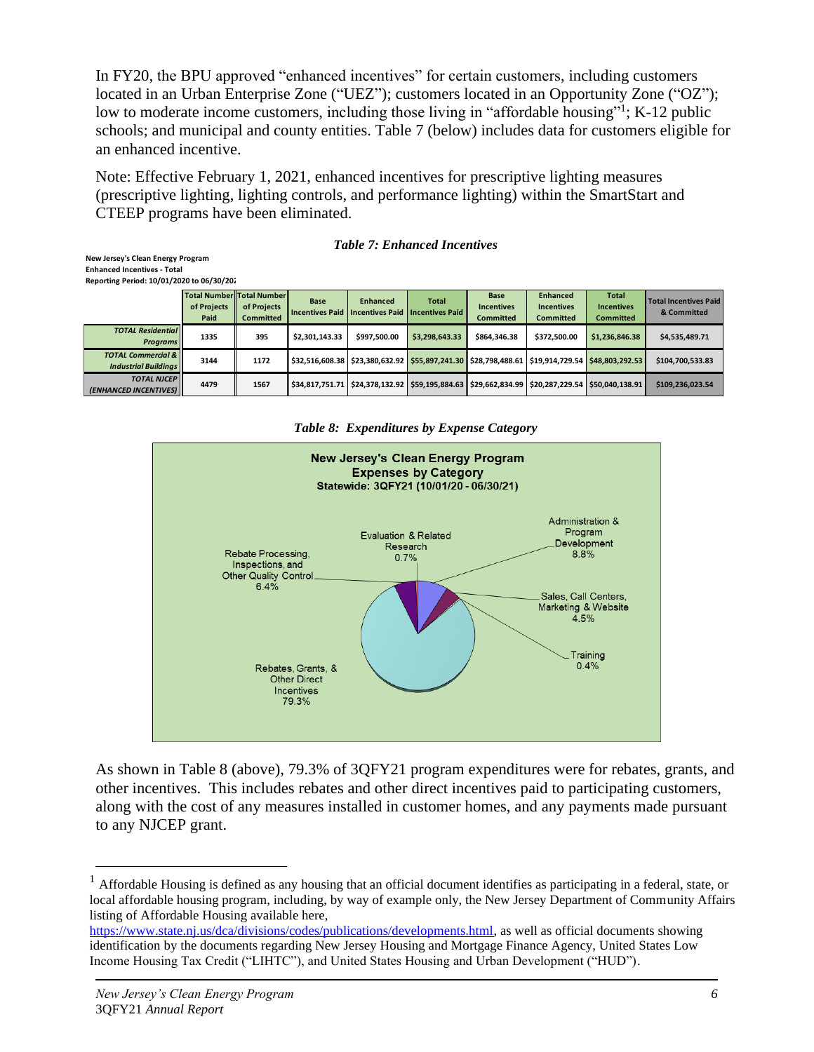In FY20, the BPU approved "enhanced incentives" for certain customers, including customers located in an Urban Enterprise Zone ("UEZ"); customers located in an Opportunity Zone ("OZ"); low to moderate income customers, including those living in "affordable housing"[1]; K-12 public schools; and municipal and county entities. Table 7 (below) includes data for customers eligible for an enhanced incentive.

Note: Effective February 1, 2021, enhanced incentives for prescriptive lighting measures (prescriptive lighting, lighting controls, and performance lighting) within the SmartStart and CTEEP programs have been eliminated.

***Table 7: Enhanced Incentives***

**New Jersey's Clean Energy Program**
**Enhanced Incentives - Total**
**Reporting Period: 10/01/2020 to 06/30/202**

| | Total Number of Projects Paid | Total Number of Projects Committed | Base Incentives Paid | Enhanced Incentives Paid | Total Incentives Paid | Base Incentives Committed | Enhanced Incentives Committed | Total Incentives Committed | Total Incentives Paid & Committed |
|---|---|---|---|---|---|---|---|---|---|
| *TOTAL Residential Programs* | 1335 | 395 | $2,301,143.33 | $997,500.00 | $3,298,643.33 | $864,346.38 | $372,500.00 | $1,236,846.38 | $4,535,489.71 |
| *TOTAL Commercial & Industrial Buildings* | 3144 | 1172 | $32,516,608.38 | $23,380,632.92 | $55,897,241.30 | $28,798,488.61 | $19,914,729.54 | $48,803,292.53 | $104,700,533.83 |
| *TOTAL NJCEP (ENHANCED INCENTIVES)* | 4479 | 1567 | $34,817,751.71 | $24,378,132.92 | $59,195,884.63 | $29,662,834.99 | $20,287,229.54 | $50,040,138.91 | $109,236,023.54 |

***Table 8: Expenditures by Expense Category***

**New Jersey's Clean Energy Program**
**Expenses by Category**
**Statewide: 3QFY21 (10/01/20 - 06/30/21)**

| Category | Percent |
|---|---|
| Rebates, Grants, & Other Direct Incentives | 79.3% |
| Administration & Program Development | 8.8% |
| Rebate Processing, Inspections, and Other Quality Control | 6.4% |
| Sales, Call Centers, Marketing & Website | 4.5% |
| Evaluation & Related Research | 0.7% |
| Training | 0.4% |

As shown in Table 8 (above), 79.3% of 3QFY21 program expenditures were for rebates, grants, and other incentives. This includes rebates and other direct incentives paid to participating customers, along with the cost of any measures installed in customer homes, and any payments made pursuant to any NJCEP grant.

[1] Affordable Housing is defined as any housing that an official document identifies as participating in a federal, state, or local affordable housing program, including, by way of example only, the New Jersey Department of Community Affairs listing of Affordable Housing available here, https://www.state.nj.us/dca/divisions/codes/publications/developments.html, as well as official documents showing identification by the documents regarding New Jersey Housing and Mortgage Finance Agency, United States Low Income Housing Tax Credit ("LIHTC"), and United States Housing and Urban Development ("HUD").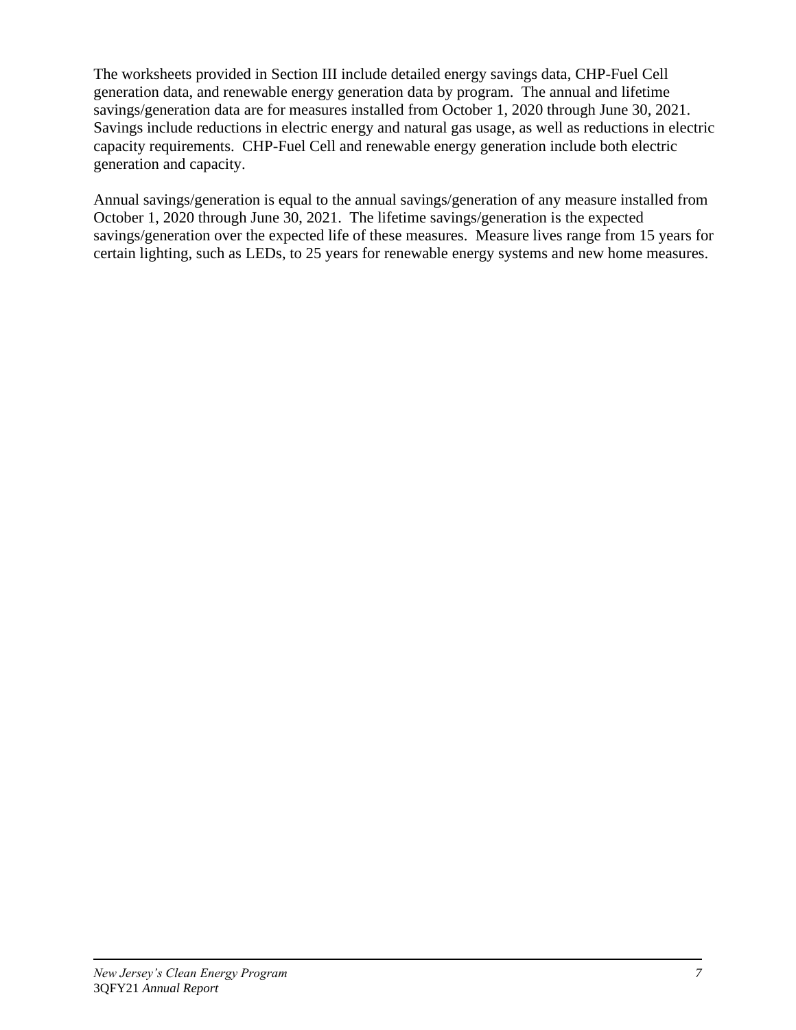The worksheets provided in Section III include detailed energy savings data, CHP-Fuel Cell generation data, and renewable energy generation data by program. The annual and lifetime savings/generation data are for measures installed from October 1, 2020 through June 30, 2021. Savings include reductions in electric energy and natural gas usage, as well as reductions in electric capacity requirements. CHP-Fuel Cell and renewable energy generation include both electric generation and capacity.

Annual savings/generation is equal to the annual savings/generation of any measure installed from October 1, 2020 through June 30, 2021. The lifetime savings/generation is the expected savings/generation over the expected life of these measures. Measure lives range from 15 years for certain lighting, such as LEDs, to 25 years for renewable energy systems and new home measures.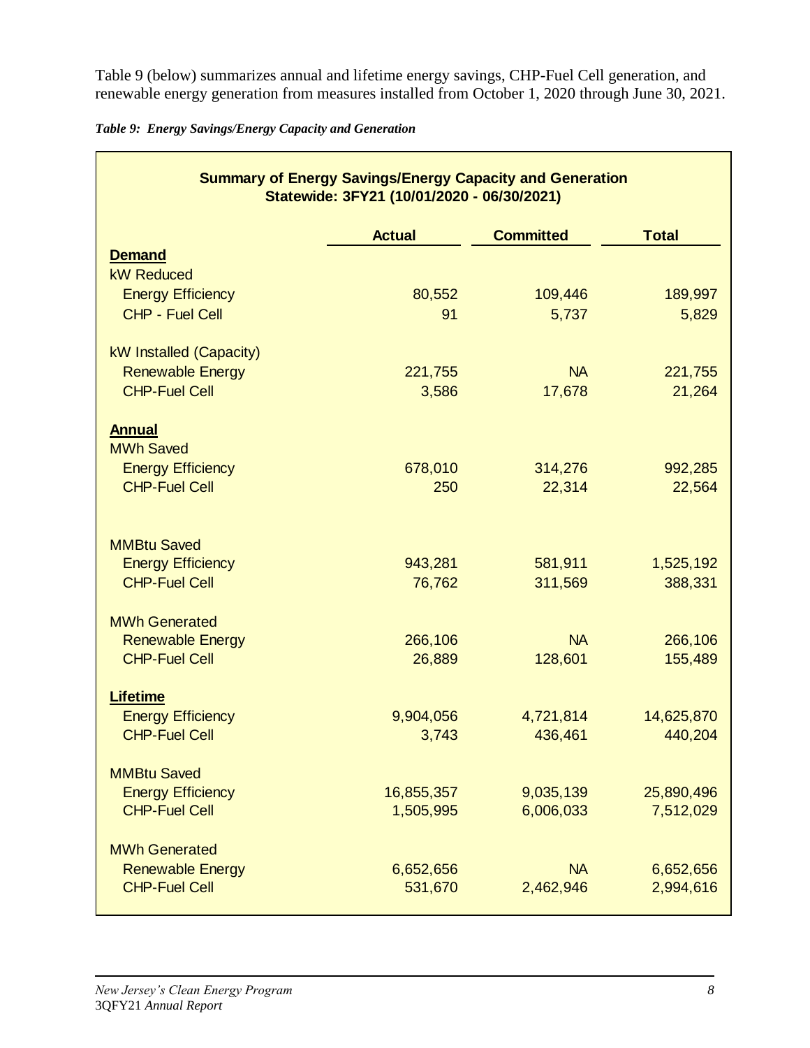Table 9 (below) summarizes annual and lifetime energy savings, CHP-Fuel Cell generation, and renewable energy generation from measures installed from October 1, 2020 through June 30, 2021.

*Table 9: Energy Savings/Energy Capacity and Generation*

**Summary of Energy Savings/Energy Capacity and Generation**
**Statewide: 3FY21 (10/01/2020 - 06/30/2021)**

| | Actual | Committed | Total |
|---|---|---|---|
| **Demand** | | | |
| kW Reduced | | | |
| Energy Efficiency | 80,552 | 109,446 | 189,997 |
| CHP - Fuel Cell | 91 | 5,737 | 5,829 |
| kW Installed (Capacity) | | | |
| Renewable Energy | 221,755 | NA | 221,755 |
| CHP-Fuel Cell | 3,586 | 17,678 | 21,264 |
| **Annual** | | | |
| MWh Saved | | | |
| Energy Efficiency | 678,010 | 314,276 | 992,285 |
| CHP-Fuel Cell | 250 | 22,314 | 22,564 |
| MMBtu Saved | | | |
| Energy Efficiency | 943,281 | 581,911 | 1,525,192 |
| CHP-Fuel Cell | 76,762 | 311,569 | 388,331 |
| MWh Generated | | | |
| Renewable Energy | 266,106 | NA | 266,106 |
| CHP-Fuel Cell | 26,889 | 128,601 | 155,489 |
| **Lifetime** | | | |
| Energy Efficiency | 9,904,056 | 4,721,814 | 14,625,870 |
| CHP-Fuel Cell | 3,743 | 436,461 | 440,204 |
| MMBtu Saved | | | |
| Energy Efficiency | 16,855,357 | 9,035,139 | 25,890,496 |
| CHP-Fuel Cell | 1,505,995 | 6,006,033 | 7,512,029 |
| MWh Generated | | | |
| Renewable Energy | 6,652,656 | NA | 6,652,656 |
| CHP-Fuel Cell | 531,670 | 2,462,946 | 2,994,616 |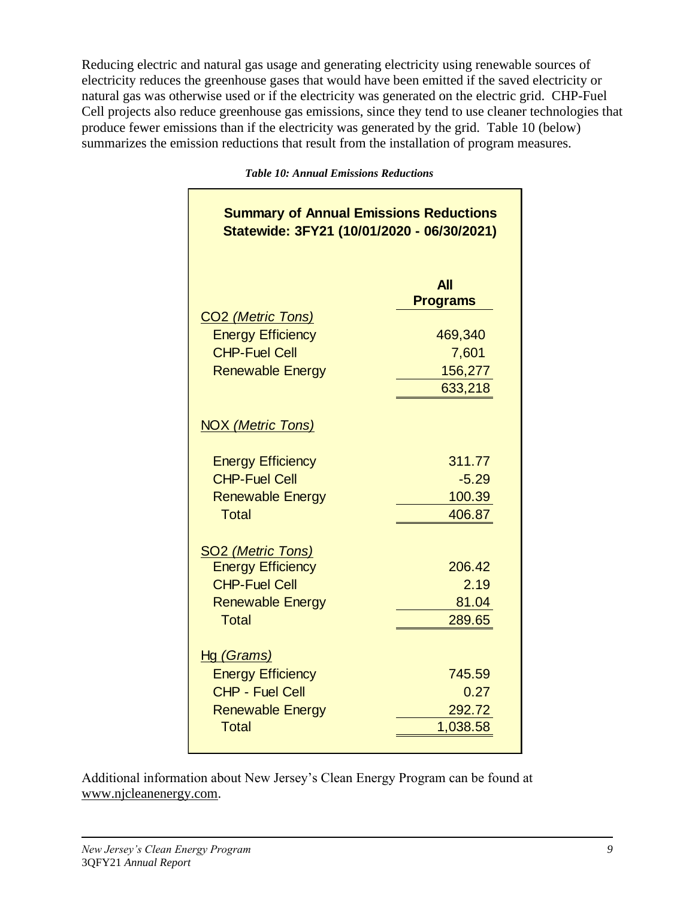Reducing electric and natural gas usage and generating electricity using renewable sources of electricity reduces the greenhouse gases that would have been emitted if the saved electricity or natural gas was otherwise used or if the electricity was generated on the electric grid. CHP-Fuel Cell projects also reduce greenhouse gas emissions, since they tend to use cleaner technologies that produce fewer emissions than if the electricity was generated by the grid. Table 10 (below) summarizes the emission reductions that result from the installation of program measures.

*Table 10: Annual Emissions Reductions*

**Summary of Annual Emissions Reductions**
**Statewide: 3FY21 (10/01/2020 - 06/30/2021)**

| | All Programs |
|---|---|
| $CO_2$ *(Metric Tons)* | |
| Energy Efficiency | 469,340 |
| CHP-Fuel Cell | 7,601 |
| Renewable Energy | 156,277 |
| | 633,218 |
| NOX *(Metric Tons)* | |
| Energy Efficiency | 311.77 |
| CHP-Fuel Cell | -5.29 |
| Renewable Energy | 100.39 |
| Total | 406.87 |
| $SO_2$ *(Metric Tons)* | |
| Energy Efficiency | 206.42 |
| CHP-Fuel Cell | 2.19 |
| Renewable Energy | 81.04 |
| Total | 289.65 |
| Hg *(Grams)* | |
| Energy Efficiency | 745.59 |
| CHP - Fuel Cell | 0.27 |
| Renewable Energy | 292.72 |
| Total | 1,038.58 |

Additional information about New Jersey's Clean Energy Program can be found at www.njcleanenergy.com.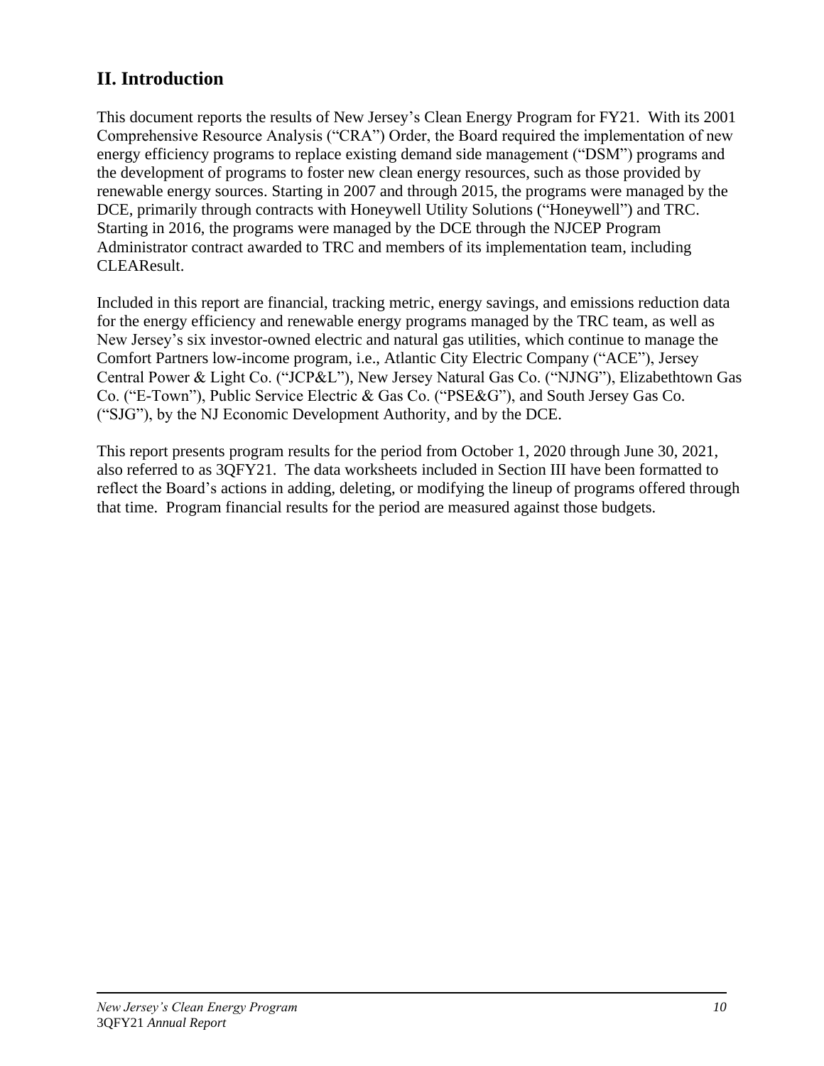## II. Introduction

This document reports the results of New Jersey's Clean Energy Program for FY21. With its 2001 Comprehensive Resource Analysis ("CRA") Order, the Board required the implementation of new energy efficiency programs to replace existing demand side management ("DSM") programs and the development of programs to foster new clean energy resources, such as those provided by renewable energy sources. Starting in 2007 and through 2015, the programs were managed by the DCE, primarily through contracts with Honeywell Utility Solutions ("Honeywell") and TRC. Starting in 2016, the programs were managed by the DCE through the NJCEP Program Administrator contract awarded to TRC and members of its implementation team, including CLEAResult.

Included in this report are financial, tracking metric, energy savings, and emissions reduction data for the energy efficiency and renewable energy programs managed by the TRC team, as well as New Jersey's six investor-owned electric and natural gas utilities, which continue to manage the Comfort Partners low-income program, i.e., Atlantic City Electric Company ("ACE"), Jersey Central Power & Light Co. ("JCP&L"), New Jersey Natural Gas Co. ("NJNG"), Elizabethtown Gas Co. ("E-Town"), Public Service Electric & Gas Co. ("PSE&G"), and South Jersey Gas Co. ("SJG"), by the NJ Economic Development Authority, and by the DCE.

This report presents program results for the period from October 1, 2020 through June 30, 2021, also referred to as 3QFY21. The data worksheets included in Section III have been formatted to reflect the Board's actions in adding, deleting, or modifying the lineup of programs offered through that time. Program financial results for the period are measured against those budgets.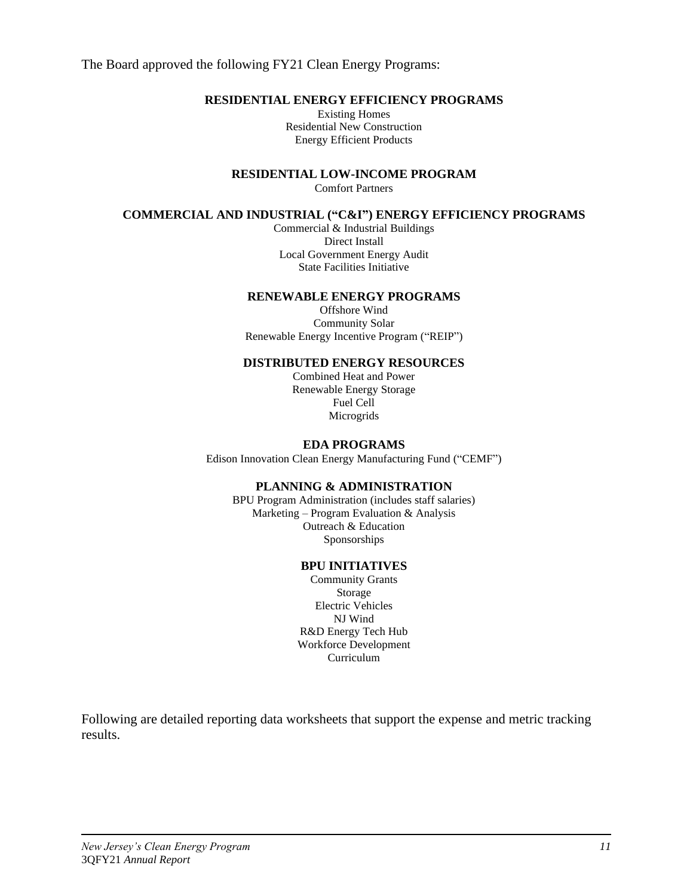The Board approved the following FY21 Clean Energy Programs:

**RESIDENTIAL ENERGY EFFICIENCY PROGRAMS**

Existing Homes
Residential New Construction
Energy Efficient Products

**RESIDENTIAL LOW-INCOME PROGRAM**

Comfort Partners

**COMMERCIAL AND INDUSTRIAL ("C&I") ENERGY EFFICIENCY PROGRAMS**

Commercial & Industrial Buildings
Direct Install
Local Government Energy Audit
State Facilities Initiative

**RENEWABLE ENERGY PROGRAMS**

Offshore Wind
Community Solar
Renewable Energy Incentive Program ("REIP")

**DISTRIBUTED ENERGY RESOURCES**

Combined Heat and Power
Renewable Energy Storage
Fuel Cell
Microgrids

**EDA PROGRAMS**

Edison Innovation Clean Energy Manufacturing Fund ("CEMF")

**PLANNING & ADMINISTRATION**

BPU Program Administration (includes staff salaries)
Marketing – Program Evaluation & Analysis
Outreach & Education
Sponsorships

**BPU INITIATIVES**

Community Grants
Storage
Electric Vehicles
NJ Wind
R&D Energy Tech Hub
Workforce Development
Curriculum

Following are detailed reporting data worksheets that support the expense and metric tracking results.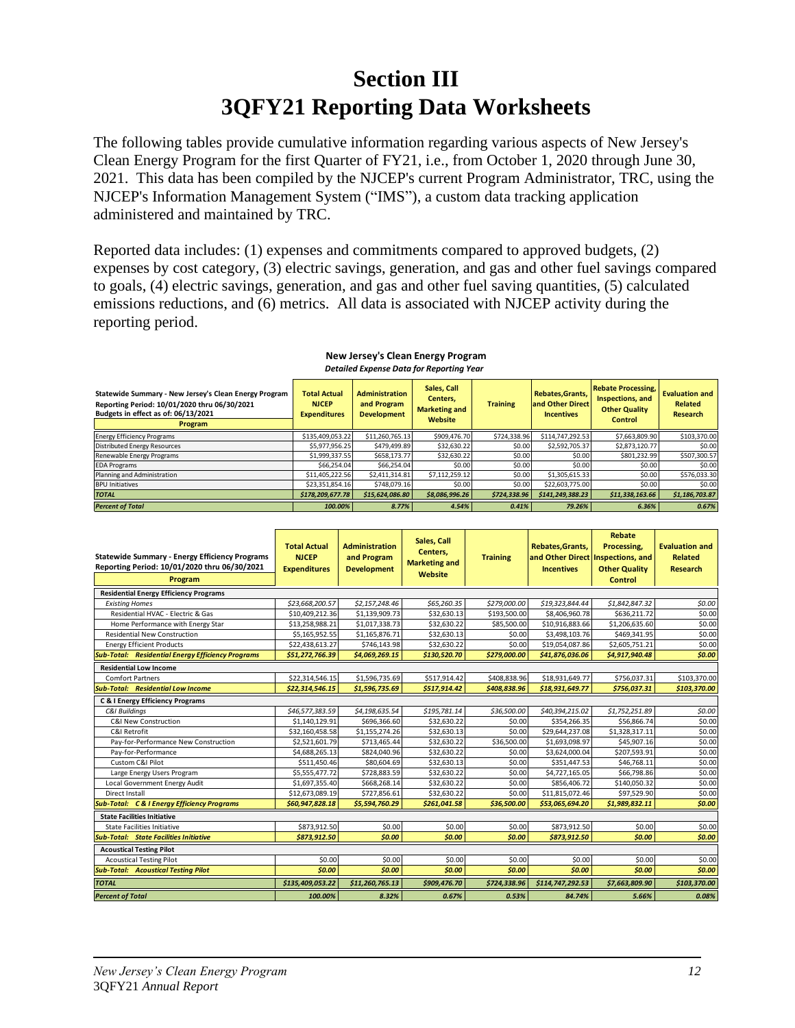# Section III
# 3QFY21 Reporting Data Worksheets

The following tables provide cumulative information regarding various aspects of New Jersey's Clean Energy Program for the first Quarter of FY21, i.e., from October 1, 2020 through June 30, 2021. This data has been compiled by the NJCEP's current Program Administrator, TRC, using the NJCEP's Information Management System ("IMS"), a custom data tracking application administered and maintained by TRC.

Reported data includes: (1) expenses and commitments compared to approved budgets, (2) expenses by cost category, (3) electric savings, generation, and gas and other fuel savings compared to goals, (4) electric savings, generation, and gas and other fuel saving quantities, (5) calculated emissions reductions, and (6) metrics. All data is associated with NJCEP activity during the reporting period.

**New Jersey's Clean Energy Program**
*Detailed Expense Data for Reporting Year*

| Statewide Summary - New Jersey's Clean Energy Program<br>Reporting Period: 10/01/2020 thru 06/30/2021<br>Budgets in effect as of: 06/13/2021<br>Program | Total Actual NJCEP Expenditures | Administration and Program Development | Sales, Call Centers, Marketing and Website | Training | Rebates,Grants, and Other Direct Incentives | Rebate Processing, Inspections, and Other Quality Control | Evaluation and Related Research |
|---|---|---|---|---|---|---|---|
| Energy Efficiency Programs | $135,409,053.22 | $11,260,765.13 | $909,476.70 | $724,338.96 | $114,747,292.53 | $7,663,809.90 | $103,370.00 |
| Distributed Energy Resources | $5,977,956.25 | $479,499.89 | $32,630.22 | $0.00 | $2,592,705.37 | $2,873,120.77 | $0.00 |
| Renewable Energy Programs | $1,999,337.55 | $658,173.77 | $32,630.22 | $0.00 | $0.00 | $801,232.99 | $507,300.57 |
| EDA Programs | $66,254.04 | $66,254.04 | $0.00 | $0.00 | $0.00 | $0.00 | $0.00 |
| Planning and Administration | $11,405,222.56 | $2,411,314.81 | $7,112,259.12 | $0.00 | $1,305,615.33 | $0.00 | $576,033.30 |
| BPU Initiatives | $23,351,854.16 | $748,079.16 | $0.00 | $0.00 | $22,603,775.00 | $0.00 | $0.00 |
| ***TOTAL*** | ***$178,209,677.78*** | ***$15,624,086.80*** | ***$8,086,996.26*** | ***$724,338.96*** | ***$141,249,388.23*** | ***$11,338,163.66*** | ***$1,186,703.87*** |
| ***Percent of Total*** | ***100.00%*** | ***8.77%*** | ***4.54%*** | ***0.41%*** | ***79.26%*** | ***6.36%*** | ***0.67%*** |

| Statewide Summary - Energy Efficiency Programs<br>Reporting Period: 10/01/2020 thru 06/30/2021<br>Program | Total Actual NJCEP Expenditures | Administration and Program Development | Sales, Call Centers, Marketing and Website | Training | Rebates,Grants, and Other Direct Incentives | Rebate Processing, Inspections, and Other Quality Control | Evaluation and Related Research |
|---|---|---|---|---|---|---|---|
| **Residential Energy Efficiency Programs** | | | | | | | |
| *Existing Homes* | *$23,668,200.57* | *$2,157,248.46* | *$65,260.35* | *$279,000.00* | *$19,323,844.44* | *$1,842,847.32* | *$0.00* |
| Residential HVAC - Electric & Gas | $10,409,212.36 | $1,139,909.73 | $32,630.13 | $193,500.00 | $8,406,960.78 | $636,211.72 | $0.00 |
| Home Performance with Energy Star | $13,258,988.21 | $1,017,338.73 | $32,630.22 | $85,500.00 | $10,916,883.66 | $1,206,635.60 | $0.00 |
| Residential New Construction | $5,165,952.55 | $1,165,876.71 | $32,630.13 | $0.00 | $3,498,103.76 | $469,341.95 | $0.00 |
| Energy Efficient Products | $22,438,613.27 | $746,143.98 | $32,630.22 | $0.00 | $19,054,087.86 | $2,605,751.21 | $0.00 |
| ***Sub-Total: Residential Energy Efficiency Programs*** | ***$51,272,766.39*** | ***$4,069,269.15*** | ***$130,520.70*** | ***$279,000.00*** | ***$41,876,036.06*** | ***$4,917,940.48*** | ***$0.00*** |
| **Residential Low Income** | | | | | | | |
| Comfort Partners | $22,314,546.15 | $1,596,735.69 | $517,914.42 | $408,838.96 | $18,931,649.77 | $756,037.31 | $103,370.00 |
| ***Sub-Total: Residential Low Income*** | ***$22,314,546.15*** | ***$1,596,735.69*** | ***$517,914.42*** | ***$408,838.96*** | ***$18,931,649.77*** | ***$756,037.31*** | ***$103,370.00*** |
| **C & I Energy Efficiency Programs** | | | | | | | |
| *C&I Buildings* | *$46,577,383.59* | *$4,198,635.54* | *$195,781.14* | *$36,500.00* | *$40,394,215.02* | *$1,752,251.89* | *$0.00* |
| C&I New Construction | $1,140,129.91 | $696,366.60 | $32,630.22 | $0.00 | $354,266.35 | $56,866.74 | $0.00 |
| C&I Retrofit | $32,160,458.58 | $1,155,274.26 | $32,630.13 | $0.00 | $29,644,237.08 | $1,328,317.11 | $0.00 |
| Pay-for-Performance New Construction | $2,521,601.79 | $713,465.44 | $32,630.22 | $36,500.00 | $1,693,098.97 | $45,907.16 | $0.00 |
| Pay-for-Performance | $4,688,265.13 | $824,040.96 | $32,630.22 | $0.00 | $3,624,000.04 | $207,593.91 | $0.00 |
| Custom C&I Pilot | $511,450.46 | $80,604.69 | $32,630.13 | $0.00 | $351,447.53 | $46,768.11 | $0.00 |
| Large Energy Users Program | $5,555,477.72 | $728,883.59 | $32,630.22 | $0.00 | $4,727,165.05 | $66,798.86 | $0.00 |
| Local Government Energy Audit | $1,697,355.40 | $668,268.14 | $32,630.22 | $0.00 | $856,406.72 | $140,050.32 | $0.00 |
| Direct Install | $12,673,089.19 | $727,856.61 | $32,630.22 | $0.00 | $11,815,072.46 | $97,529.90 | $0.00 |
| ***Sub-Total: C & I Energy Efficiency Programs*** | ***$60,947,828.18*** | ***$5,594,760.29*** | ***$261,041.58*** | ***$36,500.00*** | ***$53,065,694.20*** | ***$1,989,832.11*** | ***$0.00*** |
| **State Facilities Initiative** | | | | | | | |
| State Facilities Initiative | $873,912.50 | $0.00 | $0.00 | $0.00 | $873,912.50 | $0.00 | $0.00 |
| ***Sub-Total: State Facilities Initiative*** | ***$873,912.50*** | ***$0.00*** | ***$0.00*** | ***$0.00*** | ***$873,912.50*** | ***$0.00*** | ***$0.00*** |
| **Acoustical Testing Pilot** | | | | | | | |
| Acoustical Testing Pilot | $0.00 | $0.00 | $0.00 | $0.00 | $0.00 | $0.00 | $0.00 |
| ***Sub-Total: Acoustical Testing Pilot*** | ***$0.00*** | ***$0.00*** | ***$0.00*** | ***$0.00*** | ***$0.00*** | ***$0.00*** | ***$0.00*** |
| ***TOTAL*** | ***$135,409,053.22*** | ***$11,260,765.13*** | ***$909,476.70*** | ***$724,338.96*** | ***$114,747,292.53*** | ***$7,663,809.90*** | ***$103,370.00*** |
| ***Percent of Total*** | ***100.00%*** | ***8.32%*** | ***0.67%*** | ***0.53%*** | ***84.74%*** | ***5.66%*** | ***0.08%*** |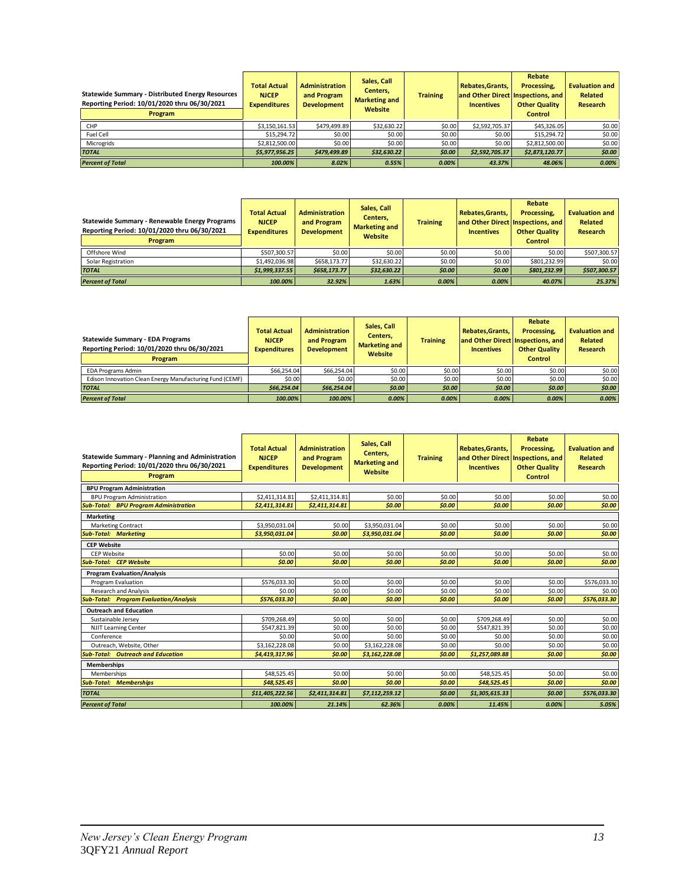| Statewide Summary - Distributed Energy Resources<br>Reporting Period: 10/01/2020 thru 06/30/2021<br>Program | Total Actual NJCEP Expenditures | Administration and Program Development | Sales, Call Centers, Marketing and Website | Training | Rebates,Grants, and Other Direct Incentives | Rebate Processing, Inspections, and Other Quality Control | Evaluation and Related Research |
|---|---|---|---|---|---|---|---|
| CHP | $3,150,161.53 | $479,499.89 | $32,630.22 | $0.00 | $2,592,705.37 | $45,326.05 | $0.00 |
| Fuel Cell | $15,294.72 | $0.00 | $0.00 | $0.00 | $0.00 | $15,294.72 | $0.00 |
| Microgrids | $2,812,500.00 | $0.00 | $0.00 | $0.00 | $0.00 | $2,812,500.00 | $0.00 |
| *TOTAL* | *$5,977,956.25* | *$479,499.89* | *$32,630.22* | *$0.00* | *$2,592,705.37* | *$2,873,120.77* | *$0.00* |
| *Percent of Total* | *100.00%* | *8.02%* | *0.55%* | *0.00%* | *43.37%* | *48.06%* | *0.00%* |

| Statewide Summary - Renewable Energy Programs<br>Reporting Period: 10/01/2020 thru 06/30/2021<br>Program | Total Actual NJCEP Expenditures | Administration and Program Development | Sales, Call Centers, Marketing and Website | Training | Rebates,Grants, and Other Direct Incentives | Rebate Processing, Inspections, and Other Quality Control | Evaluation and Related Research |
|---|---|---|---|---|---|---|---|
| Offshore Wind | $507,300.57 | $0.00 | $0.00 | $0.00 | $0.00 | $0.00 | $507,300.57 |
| Solar Registration | $1,492,036.98 | $658,173.77 | $32,630.22 | $0.00 | $0.00 | $801,232.99 | $0.00 |
| *TOTAL* | *$1,999,337.55* | *$658,173.77* | *$32,630.22* | *$0.00* | *$0.00* | *$801,232.99* | *$507,300.57* |
| *Percent of Total* | *100.00%* | *32.92%* | *1.63%* | *0.00%* | *0.00%* | *40.07%* | *25.37%* |

| Statewide Summary - EDA Programs<br>Reporting Period: 10/01/2020 thru 06/30/2021<br>Program | Total Actual NJCEP Expenditures | Administration and Program Development | Sales, Call Centers, Marketing and Website | Training | Rebates,Grants, and Other Direct Incentives | Rebate Processing, Inspections, and Other Quality Control | Evaluation and Related Research |
|---|---|---|---|---|---|---|---|
| EDA Programs Admin | $66,254.04 | $66,254.04 | $0.00 | $0.00 | $0.00 | $0.00 | $0.00 |
| Edison Innovation Clean Energy Manufacturing Fund (CEMF) | $0.00 | $0.00 | $0.00 | $0.00 | $0.00 | $0.00 | $0.00 |
| *TOTAL* | *$66,254.04* | *$66,254.04* | *$0.00* | *$0.00* | *$0.00* | *$0.00* | *$0.00* |
| *Percent of Total* | *100.00%* | *100.00%* | *0.00%* | *0.00%* | *0.00%* | *0.00%* | *0.00%* |

| Statewide Summary - Planning and Administration<br>Reporting Period: 10/01/2020 thru 06/30/2021<br>Program | Total Actual NJCEP Expenditures | Administration and Program Development | Sales, Call Centers, Marketing and Website | Training | Rebates,Grants, and Other Direct Incentives | Rebate Processing, Inspections, and Other Quality Control | Evaluation and Related Research |
|---|---|---|---|---|---|---|---|
| **BPU Program Administration** | | | | | | | |
| BPU Program Administration | $2,411,314.81 | $2,411,314.81 | $0.00 | $0.00 | $0.00 | $0.00 | $0.00 |
| *Sub-Total: BPU Program Administration* | *$2,411,314.81* | *$2,411,314.81* | *$0.00* | *$0.00* | *$0.00* | *$0.00* | *$0.00* |
| **Marketing** | | | | | | | |
| Marketing Contract | $3,950,031.04 | $0.00 | $3,950,031.04 | $0.00 | $0.00 | $0.00 | $0.00 |
| *Sub-Total: Marketing* | *$3,950,031.04* | *$0.00* | *$3,950,031.04* | *$0.00* | *$0.00* | *$0.00* | *$0.00* |
| **CEP Website** | | | | | | | |
| CEP Website | $0.00 | $0.00 | $0.00 | $0.00 | $0.00 | $0.00 | $0.00 |
| *Sub-Total: CEP Website* | *$0.00* | *$0.00* | *$0.00* | *$0.00* | *$0.00* | *$0.00* | *$0.00* |
| **Program Evaluation/Analysis** | | | | | | | |
| Program Evaluation | $576,033.30 | $0.00 | $0.00 | $0.00 | $0.00 | $0.00 | $576,033.30 |
| Research and Analysis | $0.00 | $0.00 | $0.00 | $0.00 | $0.00 | $0.00 | $0.00 |
| *Sub-Total: Program Evaluation/Analysis* | *$576,033.30* | *$0.00* | *$0.00* | *$0.00* | *$0.00* | *$0.00* | *$576,033.30* |
| **Outreach and Education** | | | | | | | |
| Sustainable Jersey | $709,268.49 | $0.00 | $0.00 | $0.00 | $709,268.49 | $0.00 | $0.00 |
| NJIT Learning Center | $547,821.39 | $0.00 | $0.00 | $0.00 | $547,821.39 | $0.00 | $0.00 |
| Conference | $0.00 | $0.00 | $0.00 | $0.00 | $0.00 | $0.00 | $0.00 |
| Outreach, Website, Other | $3,162,228.08 | $0.00 | $3,162,228.08 | $0.00 | $0.00 | $0.00 | $0.00 |
| *Sub-Total: Outreach and Education* | *$4,419,317.96* | *$0.00* | *$3,162,228.08* | *$0.00* | *$1,257,089.88* | *$0.00* | *$0.00* |
| **Memberships** | | | | | | | |
| Memberships | $48,525.45 | $0.00 | $0.00 | $0.00 | $48,525.45 | $0.00 | $0.00 |
| *Sub-Total: Memberships* | *$48,525.45* | *$0.00* | *$0.00* | *$0.00* | *$48,525.45* | *$0.00* | *$0.00* |
| *TOTAL* | *$11,405,222.56* | *$2,411,314.81* | *$7,112,259.12* | *$0.00* | *$1,305,615.33* | *$0.00* | *$576,033.30* |
| *Percent of Total* | *100.00%* | *21.14%* | *62.36%* | *0.00%* | *11.45%* | *0.00%* | *5.05%* |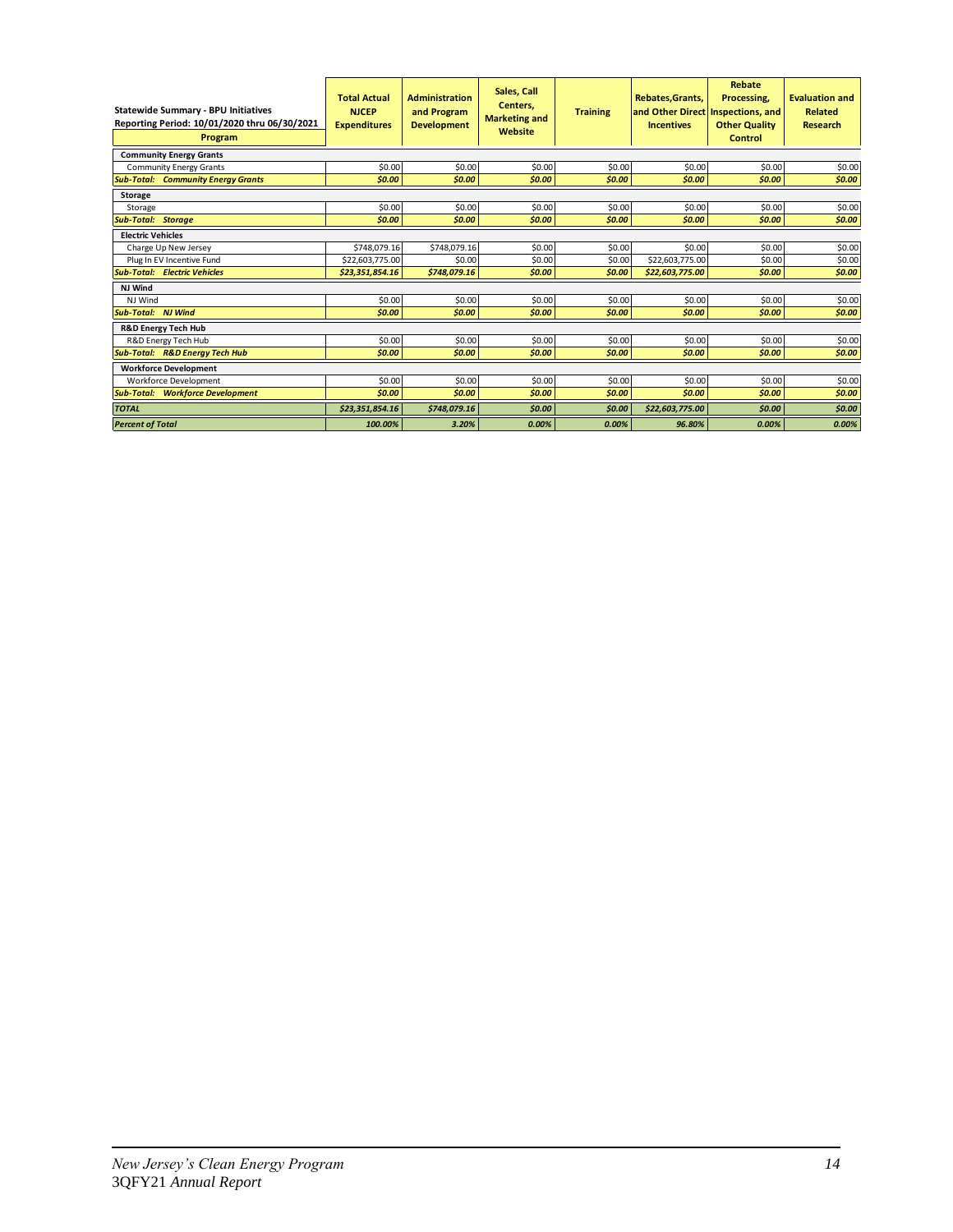| Statewide Summary - BPU Initiatives<br>Reporting Period: 10/01/2020 thru 06/30/2021<br>**Program** | Total Actual NJCEP Expenditures | Administration and Program Development | Sales, Call Centers, Marketing and Website | Training | Rebates,Grants, and Other Direct Incentives | Rebate Processing, Inspections, and Other Quality Control | Evaluation and Related Research |
|---|---|---|---|---|---|---|---|
| **Community Energy Grants** | | | | | | | |
| Community Energy Grants | $0.00 | $0.00 | $0.00 | $0.00 | $0.00 | $0.00 | $0.00 |
| ***Sub-Total: Community Energy Grants*** | ***$0.00*** | ***$0.00*** | ***$0.00*** | ***$0.00*** | ***$0.00*** | ***$0.00*** | ***$0.00*** |
| **Storage** | | | | | | | |
| Storage | $0.00 | $0.00 | $0.00 | $0.00 | $0.00 | $0.00 | $0.00 |
| ***Sub-Total: Storage*** | ***$0.00*** | ***$0.00*** | ***$0.00*** | ***$0.00*** | ***$0.00*** | ***$0.00*** | ***$0.00*** |
| **Electric Vehicles** | | | | | | | |
| Charge Up New Jersey | $748,079.16 | $748,079.16 | $0.00 | $0.00 | $0.00 | $0.00 | $0.00 |
| Plug In EV Incentive Fund | $22,603,775.00 | $0.00 | $0.00 | $0.00 | $22,603,775.00 | $0.00 | $0.00 |
| ***Sub-Total: Electric Vehicles*** | ***$23,351,854.16*** | ***$748,079.16*** | ***$0.00*** | ***$0.00*** | ***$22,603,775.00*** | ***$0.00*** | ***$0.00*** |
| **NJ Wind** | | | | | | | |
| NJ Wind | $0.00 | $0.00 | $0.00 | $0.00 | $0.00 | $0.00 | $0.00 |
| ***Sub-Total: NJ Wind*** | ***$0.00*** | ***$0.00*** | ***$0.00*** | ***$0.00*** | ***$0.00*** | ***$0.00*** | ***$0.00*** |
| **R&D Energy Tech Hub** | | | | | | | |
| R&D Energy Tech Hub | $0.00 | $0.00 | $0.00 | $0.00 | $0.00 | $0.00 | $0.00 |
| ***Sub-Total: R&D Energy Tech Hub*** | ***$0.00*** | ***$0.00*** | ***$0.00*** | ***$0.00*** | ***$0.00*** | ***$0.00*** | ***$0.00*** |
| **Workforce Development** | | | | | | | |
| Workforce Development | $0.00 | $0.00 | $0.00 | $0.00 | $0.00 | $0.00 | $0.00 |
| ***Sub-Total: Workforce Development*** | ***$0.00*** | ***$0.00*** | ***$0.00*** | ***$0.00*** | ***$0.00*** | ***$0.00*** | ***$0.00*** |
| ***TOTAL*** | ***$23,351,854.16*** | ***$748,079.16*** | ***$0.00*** | ***$0.00*** | ***$22,603,775.00*** | ***$0.00*** | ***$0.00*** |
| ***Percent of Total*** | ***100.00%*** | ***3.20%*** | ***0.00%*** | ***0.00%*** | ***96.80%*** | ***0.00%*** | ***0.00%*** |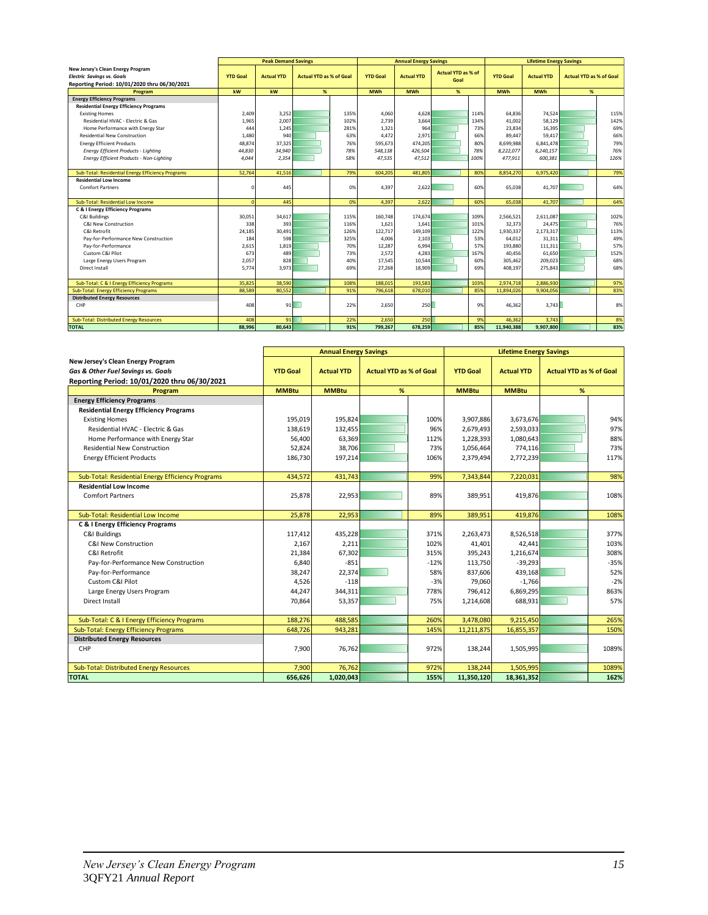| New Jersey's Clean Energy Program<br>*Electric Savings vs. Goals*<br>Reporting Period: 10/01/2020 thru 06/30/2021 | Peak Demand Savings | | | Annual Energy Savings | | | Lifetime Energy Savings | | |
|---|---|---|---|---|---|---|---|---|---|
| | YTD Goal | Actual YTD | Actual YTD as % of Goal | YTD Goal | Actual YTD | Actual YTD as % of Goal | YTD Goal | Actual YTD | Actual YTD as % of Goal |
| Program | kW | kW | % | MWh | MWh | % | MWh | MWh | % |
| **Energy Efficiency Programs** | | | | | | | | | |
| **Residential Energy Efficiency Programs** | | | | | | | | | |
| Existing Homes | 2,409 | 3,252 | 135% | 4,060 | 4,628 | 114% | 64,836 | 74,524 | 115% |
| Residential HVAC - Electric & Gas | 1,965 | 2,007 | 102% | 2,739 | 3,664 | 134% | 41,002 | 58,129 | 142% |
| Home Performance with Energy Star | 444 | 1,245 | 281% | 1,321 | 964 | 73% | 23,834 | 16,395 | 69% |
| Residential New Construction | 1,480 | 940 | 63% | 4,472 | 2,971 | 66% | 89,447 | 59,417 | 66% |
| Energy Efficient Products | 48,874 | 37,325 | 76% | 595,673 | 474,205 | 80% | 8,699,988 | 6,841,478 | 79% |
| *Energy Efficient Products - Lighting* | *44,830* | *34,940* | *78%* | *548,138* | *426,504* | *78%* | *8,222,077* | *6,240,157* | *76%* |
| *Energy Efficient Products - Non-Lighting* | *4,044* | *2,354* | *58%* | *47,535* | *47,512* | *100%* | *477,911* | *600,381* | *126%* |
| Sub-Total: Residential Energy Efficiency Programs | 52,764 | 41,516 | 79% | 604,205 | 481,805 | 80% | 8,854,270 | 6,975,420 | 79% |
| **Residential Low Income** | | | | | | | | | |
| Comfort Partners | 0 | 445 | 0% | 4,397 | 2,622 | 60% | 65,038 | 41,707 | 64% |
| Sub-Total: Residential Low Income | 0 | 445 | 0% | 4,397 | 2,622 | 60% | 65,038 | 41,707 | 64% |
| **C & I Energy Efficiency Programs** | | | | | | | | | |
| C&I Buildings | 30,051 | 34,617 | 115% | 160,748 | 174,674 | 109% | 2,566,521 | 2,611,087 | 102% |
| C&I New Construction | 338 | 393 | 116% | 1,621 | 1,641 | 101% | 32,373 | 24,475 | 76% |
| C&I Retrofit | 24,185 | 30,491 | 126% | 122,717 | 149,109 | 122% | 1,930,337 | 2,173,317 | 113% |
| Pay-for-Performance New Construction | 184 | 598 | 325% | 4,006 | 2,103 | 53% | 64,012 | 31,311 | 49% |
| Pay-for-Performance | 2,615 | 1,819 | 70% | 12,287 | 6,994 | 57% | 193,880 | 111,311 | 57% |
| Custom C&I Pilot | 673 | 489 | 73% | 2,572 | 4,283 | 167% | 40,456 | 61,650 | 152% |
| Large Energy Users Program | 2,057 | 828 | 40% | 17,545 | 10,544 | 60% | 305,462 | 209,023 | 68% |
| Direct Install | 5,774 | 3,973 | 69% | 27,268 | 18,909 | 69% | 408,197 | 275,843 | 68% |
| Sub-Total: C & I Energy Efficiency Programs | 35,825 | 38,590 | 108% | 188,015 | 193,583 | 103% | 2,974,718 | 2,886,930 | 97% |
| Sub-Total: Energy Efficiency Programs | 88,589 | 80,552 | 91% | 796,618 | 678,010 | 85% | 11,894,026 | 9,904,056 | 83% |
| **Distributed Energy Resources** | | | | | | | | | |
| CHP | 408 | 91 | 22% | 2,650 | 250 | 9% | 46,362 | 3,743 | 8% |
| Sub-Total: Distributed Energy Resources | 408 | 91 | 22% | 2,650 | 250 | 9% | 46,362 | 3,743 | 8% |
| **TOTAL** | **88,996** | **80,643** | **91%** | **799,267** | **678,259** | **85%** | **11,940,388** | **9,907,800** | **83%** |

| New Jersey's Clean Energy Program<br>*Gas & Other Fuel Savings vs. Goals*<br>Reporting Period: 10/01/2020 thru 06/30/2021 | Annual Energy Savings | | | Lifetime Energy Savings | | |
|---|---|---|---|---|---|---|
| | YTD Goal | Actual YTD | Actual YTD as % of Goal | YTD Goal | Actual YTD | Actual YTD as % of Goal |
| Program | MMBtu | MMBtu | % | MMBtu | MMBtu | % |
| **Energy Efficiency Programs** | | | | | | |
| **Residential Energy Efficiency Programs** | | | | | | |
| Existing Homes | 195,019 | 195,824 | 100% | 3,907,886 | 3,673,676 | 94% |
| Residential HVAC - Electric & Gas | 138,619 | 132,455 | 96% | 2,679,493 | 2,593,033 | 97% |
| Home Performance with Energy Star | 56,400 | 63,369 | 112% | 1,228,393 | 1,080,643 | 88% |
| Residential New Construction | 52,824 | 38,706 | 73% | 1,056,464 | 774,116 | 73% |
| Energy Efficient Products | 186,730 | 197,214 | 106% | 2,379,494 | 2,772,239 | 117% |
| Sub-Total: Residential Energy Efficiency Programs | 434,572 | 431,743 | 99% | 7,343,844 | 7,220,031 | 98% |
| **Residential Low Income** | | | | | | |
| Comfort Partners | 25,878 | 22,953 | 89% | 389,951 | 419,876 | 108% |
| Sub-Total: Residential Low Income | 25,878 | 22,953 | 89% | 389,951 | 419,876 | 108% |
| **C & I Energy Efficiency Programs** | | | | | | |
| C&I Buildings | 117,412 | 435,228 | 371% | 2,263,473 | 8,526,518 | 377% |
| C&I New Construction | 2,167 | 2,211 | 102% | 41,401 | 42,441 | 103% |
| C&I Retrofit | 21,384 | 67,302 | 315% | 395,243 | 1,216,674 | 308% |
| Pay-for-Performance New Construction | 6,840 | -851 | -12% | 113,750 | -39,293 | -35% |
| Pay-for-Performance | 38,247 | 22,374 | 58% | 837,606 | 439,168 | 52% |
| Custom C&I Pilot | 4,526 | -118 | -3% | 79,060 | -1,766 | -2% |
| Large Energy Users Program | 44,247 | 344,311 | 778% | 796,412 | 6,869,295 | 863% |
| Direct Install | 70,864 | 53,357 | 75% | 1,214,608 | 688,931 | 57% |
| Sub-Total: C & I Energy Efficiency Programs | 188,276 | 488,585 | 260% | 3,478,080 | 9,215,450 | 265% |
| Sub-Total: Energy Efficiency Programs | 648,726 | 943,281 | 145% | 11,211,875 | 16,855,357 | 150% |
| **Distributed Energy Resources** | | | | | | |
| CHP | 7,900 | 76,762 | 972% | 138,244 | 1,505,995 | 1089% |
| Sub-Total: Distributed Energy Resources | 7,900 | 76,762 | 972% | 138,244 | 1,505,995 | 1089% |
| **TOTAL** | **656,626** | **1,020,043** | **155%** | **11,350,120** | **18,361,352** | **162%** |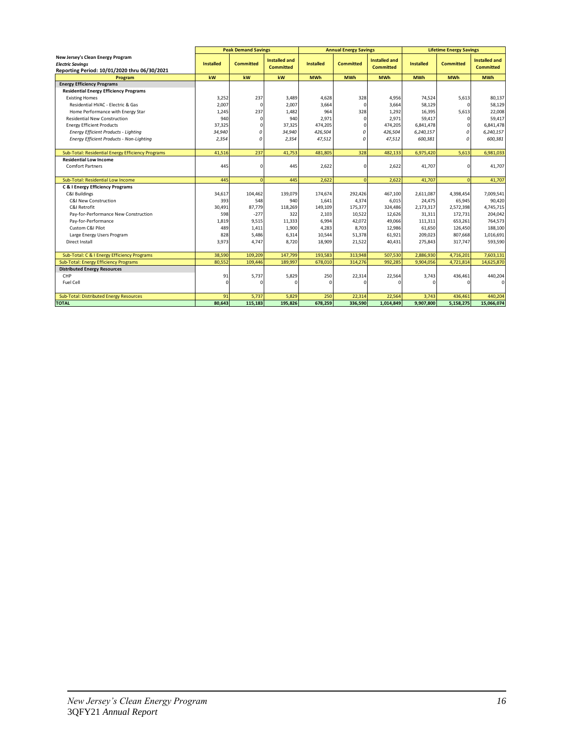| New Jersey's Clean Energy Program<br>*Electric Savings*<br>Reporting Period: 10/01/2020 thru 06/30/2021 | Peak Demand Savings | | | Annual Energy Savings | | | Lifetime Energy Savings | | |
|---|---|---|---|---|---|---|---|---|---|
| | Installed | Committed | Installed and Committed | Installed | Committed | Installed and Committed | Installed | Committed | Installed and Committed |
| **Program** | **kW** | **kW** | **kW** | **MWh** | **MWh** | **MWh** | **MWh** | **MWh** | **MWh** |
| **Energy Efficiency Programs** | | | | | | | | | |
| **Residential Energy Efficiency Programs** | | | | | | | | | |
| Existing Homes | 3,252 | 237 | 3,489 | 4,628 | 328 | 4,956 | 74,524 | 5,613 | 80,137 |
| Residential HVAC - Electric & Gas | 2,007 | 0 | 2,007 | 3,664 | 0 | 3,664 | 58,129 | 0 | 58,129 |
| Home Performance with Energy Star | 1,245 | 237 | 1,482 | 964 | 328 | 1,292 | 16,395 | 5,613 | 22,008 |
| Residential New Construction | 940 | 0 | 940 | 2,971 | 0 | 2,971 | 59,417 | 0 | 59,417 |
| Energy Efficient Products | 37,325 | 0 | 37,325 | 474,205 | 0 | 474,205 | 6,841,478 | 0 | 6,841,478 |
| *Energy Efficient Products - Lighting* | *34,940* | *0* | *34,940* | *426,504* | *0* | *426,504* | *6,240,157* | *0* | *6,240,157* |
| *Energy Efficient Products - Non-Lighting* | *2,354* | *0* | *2,354* | *47,512* | *0* | *47,512* | *600,381* | *0* | *600,381* |
| Sub-Total: Residential Energy Efficiency Programs | 41,516 | 237 | 41,753 | 481,805 | 328 | 482,133 | 6,975,420 | 5,613 | 6,981,033 |
| **Residential Low Income** | | | | | | | | | |
| Comfort Partners | 445 | 0 | 445 | 2,622 | 0 | 2,622 | 41,707 | 0 | 41,707 |
| Sub-Total: Residential Low Income | 445 | 0 | 445 | 2,622 | 0 | 2,622 | 41,707 | 0 | 41,707 |
| **C & I Energy Efficiency Programs** | | | | | | | | | |
| C&I Buildings | 34,617 | 104,462 | 139,079 | 174,674 | 292,426 | 467,100 | 2,611,087 | 4,398,454 | 7,009,541 |
| C&I New Construction | 393 | 548 | 940 | 1,641 | 4,374 | 6,015 | 24,475 | 65,945 | 90,420 |
| C&I Retrofit | 30,491 | 87,779 | 118,269 | 149,109 | 175,377 | 324,486 | 2,173,317 | 2,572,398 | 4,745,715 |
| Pay-for-Performance New Construction | 598 | -277 | 322 | 2,103 | 10,522 | 12,626 | 31,311 | 172,731 | 204,042 |
| Pay-for-Performance | 1,819 | 9,515 | 11,333 | 6,994 | 42,072 | 49,066 | 111,311 | 653,261 | 764,573 |
| Custom C&I Pilot | 489 | 1,411 | 1,900 | 4,283 | 8,703 | 12,986 | 61,650 | 126,450 | 188,100 |
| Large Energy Users Program | 828 | 5,486 | 6,314 | 10,544 | 51,378 | 61,921 | 209,023 | 807,668 | 1,016,691 |
| Direct Install | 3,973 | 4,747 | 8,720 | 18,909 | 21,522 | 40,431 | 275,843 | 317,747 | 593,590 |
| Sub-Total: C & I Energy Efficiency Programs | 38,590 | 109,209 | 147,799 | 193,583 | 313,948 | 507,530 | 2,886,930 | 4,716,201 | 7,603,131 |
| Sub-Total: Energy Efficiency Programs | 80,552 | 109,446 | 189,997 | 678,010 | 314,276 | 992,285 | 9,904,056 | 4,721,814 | 14,625,870 |
| **Distributed Energy Resources** | | | | | | | | | |
| CHP | 91 | 5,737 | 5,829 | 250 | 22,314 | 22,564 | 3,743 | 436,461 | 440,204 |
| Fuel Cell | 0 | 0 | 0 | 0 | 0 | 0 | 0 | 0 | 0 |
| Sub-Total: Distributed Energy Resources | 91 | 5,737 | 5,829 | 250 | 22,314 | 22,564 | 3,743 | 436,461 | 440,204 |
| **TOTAL** | **80,643** | **115,183** | **195,826** | **678,259** | **336,590** | **1,014,849** | **9,907,800** | **5,158,275** | **15,066,074** |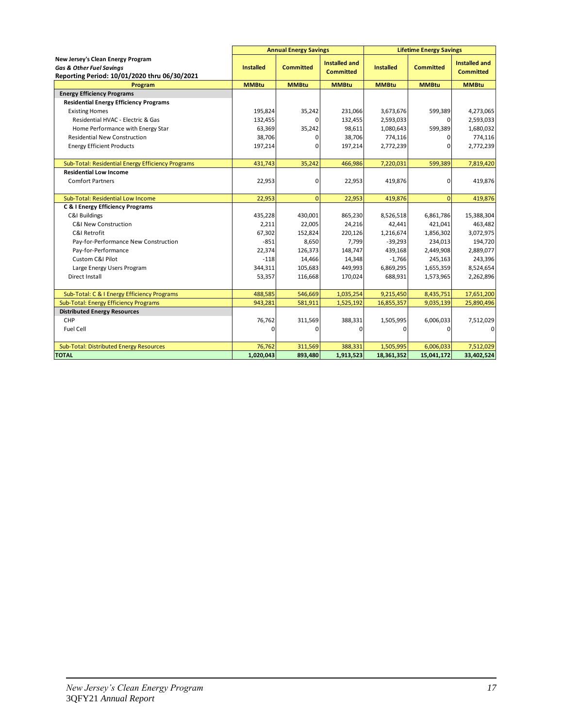| New Jersey's Clean Energy Program<br>*Gas & Other Fuel Savings*<br>Reporting Period: 10/01/2020 thru 06/30/2021 | Annual Energy Savings | | | Lifetime Energy Savings | | |
|---|---|---|---|---|---|---|
| | Installed | Committed | Installed and Committed | Installed | Committed | Installed and Committed |
| **Program** | **MMBtu** | **MMBtu** | **MMBtu** | **MMBtu** | **MMBtu** | **MMBtu** |
| **Energy Efficiency Programs** | | | | | | |
| **Residential Energy Efficiency Programs** | | | | | | |
| Existing Homes | 195,824 | 35,242 | 231,066 | 3,673,676 | 599,389 | 4,273,065 |
| Residential HVAC - Electric & Gas | 132,455 | 0 | 132,455 | 2,593,033 | 0 | 2,593,033 |
| Home Performance with Energy Star | 63,369 | 35,242 | 98,611 | 1,080,643 | 599,389 | 1,680,032 |
| Residential New Construction | 38,706 | 0 | 38,706 | 774,116 | 0 | 774,116 |
| Energy Efficient Products | 197,214 | 0 | 197,214 | 2,772,239 | 0 | 2,772,239 |
| Sub-Total: Residential Energy Efficiency Programs | 431,743 | 35,242 | 466,986 | 7,220,031 | 599,389 | 7,819,420 |
| **Residential Low Income** | | | | | | |
| Comfort Partners | 22,953 | 0 | 22,953 | 419,876 | 0 | 419,876 |
| Sub-Total: Residential Low Income | 22,953 | 0 | 22,953 | 419,876 | 0 | 419,876 |
| **C & I Energy Efficiency Programs** | | | | | | |
| C&I Buildings | 435,228 | 430,001 | 865,230 | 8,526,518 | 6,861,786 | 15,388,304 |
| C&I New Construction | 2,211 | 22,005 | 24,216 | 42,441 | 421,041 | 463,482 |
| C&I Retrofit | 67,302 | 152,824 | 220,126 | 1,216,674 | 1,856,302 | 3,072,975 |
| Pay-for-Performance New Construction | -851 | 8,650 | 7,799 | -39,293 | 234,013 | 194,720 |
| Pay-for-Performance | 22,374 | 126,373 | 148,747 | 439,168 | 2,449,908 | 2,889,077 |
| Custom C&I Pilot | -118 | 14,466 | 14,348 | -1,766 | 245,163 | 243,396 |
| Large Energy Users Program | 344,311 | 105,683 | 449,993 | 6,869,295 | 1,655,359 | 8,524,654 |
| Direct Install | 53,357 | 116,668 | 170,024 | 688,931 | 1,573,965 | 2,262,896 |
| Sub-Total: C & I Energy Efficiency Programs | 488,585 | 546,669 | 1,035,254 | 9,215,450 | 8,435,751 | 17,651,200 |
| Sub-Total: Energy Efficiency Programs | 943,281 | 581,911 | 1,525,192 | 16,855,357 | 9,035,139 | 25,890,496 |
| **Distributed Energy Resources** | | | | | | |
| CHP | 76,762 | 311,569 | 388,331 | 1,505,995 | 6,006,033 | 7,512,029 |
| Fuel Cell | 0 | 0 | 0 | 0 | 0 | 0 |
| Sub-Total: Distributed Energy Resources | 76,762 | 311,569 | 388,331 | 1,505,995 | 6,006,033 | 7,512,029 |
| **TOTAL** | **1,020,043** | **893,480** | **1,913,523** | **18,361,352** | **15,041,172** | **33,402,524** |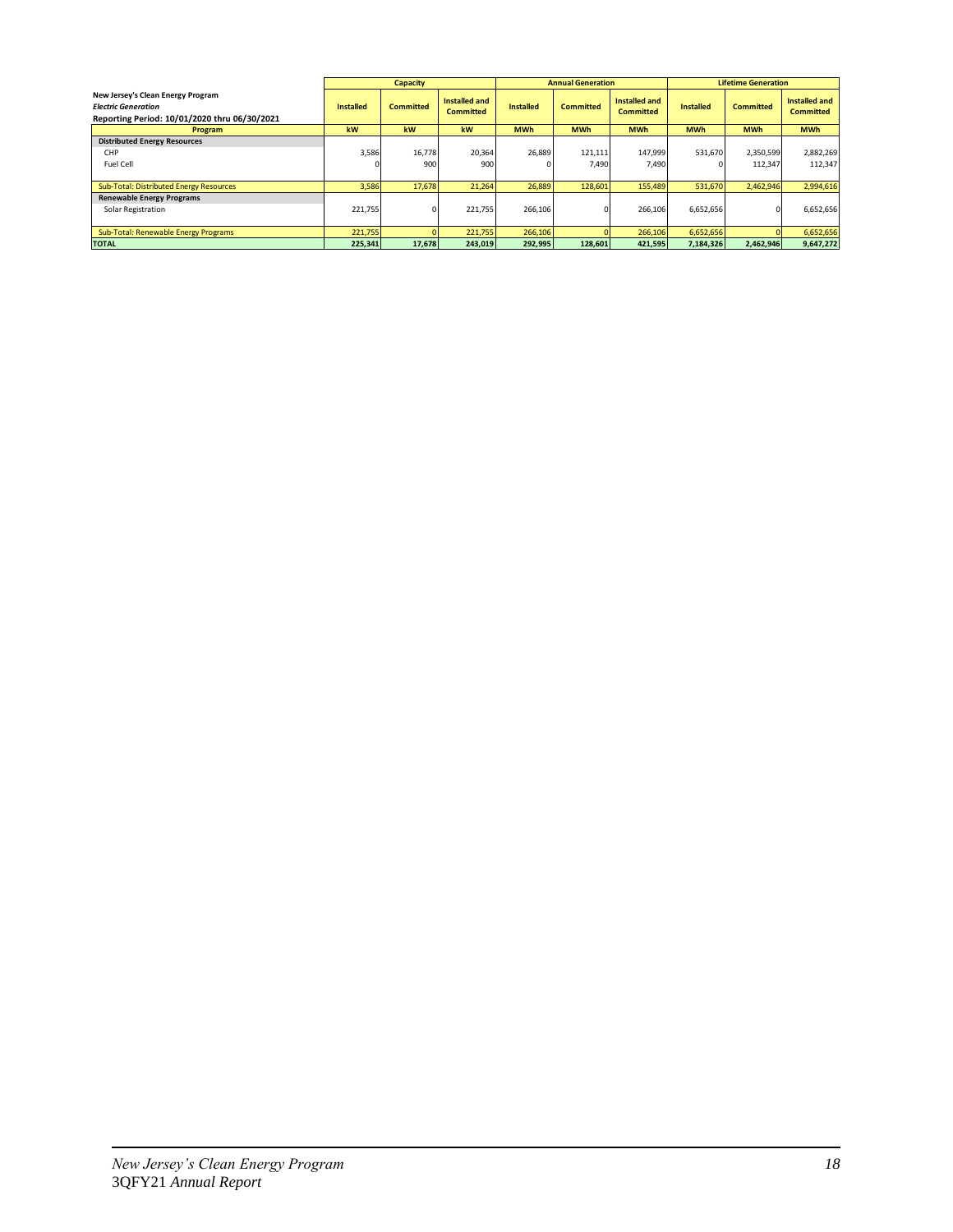| New Jersey's Clean Energy Program<br>*Electric Generation*<br>**Reporting Period: 10/01/2020 thru 06/30/2021** | Capacity | | | Annual Generation | | | Lifetime Generation | | |
|---|---|---|---|---|---|---|---|---|---|
| | Installed | Committed | Installed and Committed | Installed | Committed | Installed and Committed | Installed | Committed | Installed and Committed |
| **Program** | kW | kW | kW | MWh | MWh | MWh | MWh | MWh | MWh |
| **Distributed Energy Resources** | | | | | | | | | |
| CHP | 3,586 | 16,778 | 20,364 | 26,889 | 121,111 | 147,999 | 531,670 | 2,350,599 | 2,882,269 |
| Fuel Cell | 0 | 900 | 900 | 0 | 7,490 | 7,490 | 0 | 112,347 | 112,347 |
| Sub-Total: Distributed Energy Resources | 3,586 | 17,678 | 21,264 | 26,889 | 128,601 | 155,489 | 531,670 | 2,462,946 | 2,994,616 |
| **Renewable Energy Programs** | | | | | | | | | |
| Solar Registration | 221,755 | 0 | 221,755 | 266,106 | 0 | 266,106 | 6,652,656 | 0 | 6,652,656 |
| Sub-Total: Renewable Energy Programs | 221,755 | 0 | 221,755 | 266,106 | 0 | 266,106 | 6,652,656 | 0 | 6,652,656 |
| **TOTAL** | 225,341 | 17,678 | 243,019 | 292,995 | 128,601 | 421,595 | 7,184,326 | 2,462,946 | 9,647,272 |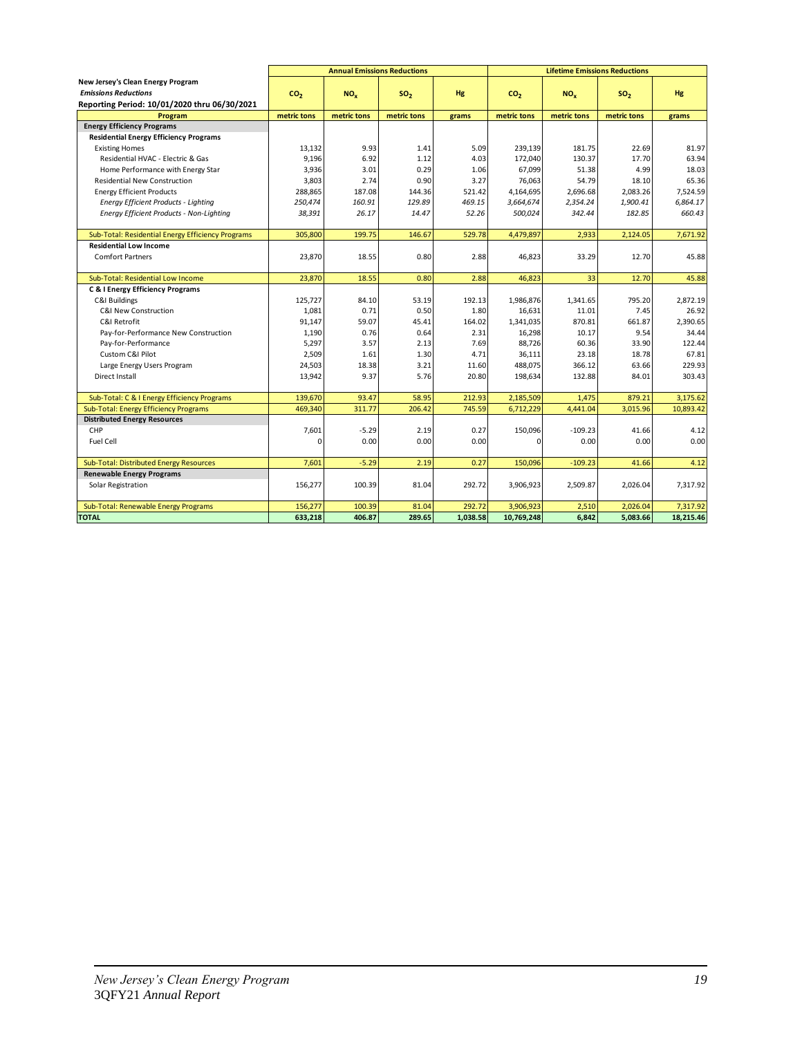| New Jersey's Clean Energy Program *Emissions Reductions* Reporting Period: 10/01/2020 thru 06/30/2021 | Annual Emissions Reductions | | | | Lifetime Emissions Reductions | | | |
|---|---|---|---|---|---|---|---|---|
| | $CO_2$ | $NO_x$ | $SO_2$ | Hg | $CO_2$ | $NO_x$ | $SO_2$ | Hg |
| **Program** | **metric tons** | **metric tons** | **metric tons** | **grams** | **metric tons** | **metric tons** | **metric tons** | **grams** |
| **Energy Efficiency Programs** | | | | | | | | |
| **Residential Energy Efficiency Programs** | | | | | | | | |
| Existing Homes | 13,132 | 9.93 | 1.41 | 5.09 | 239,139 | 181.75 | 22.69 | 81.97 |
| Residential HVAC - Electric & Gas | 9,196 | 6.92 | 1.12 | 4.03 | 172,040 | 130.37 | 17.70 | 63.94 |
| Home Performance with Energy Star | 3,936 | 3.01 | 0.29 | 1.06 | 67,099 | 51.38 | 4.99 | 18.03 |
| Residential New Construction | 3,803 | 2.74 | 0.90 | 3.27 | 76,063 | 54.79 | 18.10 | 65.36 |
| Energy Efficient Products | 288,865 | 187.08 | 144.36 | 521.42 | 4,164,695 | 2,696.68 | 2,083.26 | 7,524.59 |
| *Energy Efficient Products - Lighting* | *250,474* | *160.91* | *129.89* | *469.15* | *3,664,674* | *2,354.24* | *1,900.41* | *6,864.17* |
| *Energy Efficient Products - Non-Lighting* | *38,391* | *26.17* | *14.47* | *52.26* | *500,024* | *342.44* | *182.85* | *660.43* |
| Sub-Total: Residential Energy Efficiency Programs | 305,800 | 199.75 | 146.67 | 529.78 | 4,479,897 | 2,933 | 2,124.05 | 7,671.92 |
| **Residential Low Income** | | | | | | | | |
| Comfort Partners | 23,870 | 18.55 | 0.80 | 2.88 | 46,823 | 33.29 | 12.70 | 45.88 |
| Sub-Total: Residential Low Income | 23,870 | 18.55 | 0.80 | 2.88 | 46,823 | 33 | 12.70 | 45.88 |
| **C & I Energy Efficiency Programs** | | | | | | | | |
| C&I Buildings | 125,727 | 84.10 | 53.19 | 192.13 | 1,986,876 | 1,341.65 | 795.20 | 2,872.19 |
| C&I New Construction | 1,081 | 0.71 | 0.50 | 1.80 | 16,631 | 11.01 | 7.45 | 26.92 |
| C&I Retrofit | 91,147 | 59.07 | 45.41 | 164.02 | 1,341,035 | 870.81 | 661.87 | 2,390.65 |
| Pay-for-Performance New Construction | 1,190 | 0.76 | 0.64 | 2.31 | 16,298 | 10.17 | 9.54 | 34.44 |
| Pay-for-Performance | 5,297 | 3.57 | 2.13 | 7.69 | 88,726 | 60.36 | 33.90 | 122.44 |
| Custom C&I Pilot | 2,509 | 1.61 | 1.30 | 4.71 | 36,111 | 23.18 | 18.78 | 67.81 |
| Large Energy Users Program | 24,503 | 18.38 | 3.21 | 11.60 | 488,075 | 366.12 | 63.66 | 229.93 |
| Direct Install | 13,942 | 9.37 | 5.76 | 20.80 | 198,634 | 132.88 | 84.01 | 303.43 |
| Sub-Total: C & I Energy Efficiency Programs | 139,670 | 93.47 | 58.95 | 212.93 | 2,185,509 | 1,475 | 879.21 | 3,175.62 |
| Sub-Total: Energy Efficiency Programs | 469,340 | 311.77 | 206.42 | 745.59 | 6,712,229 | 4,441.04 | 3,015.96 | 10,893.42 |
| **Distributed Energy Resources** | | | | | | | | |
| CHP | 7,601 | -5.29 | 2.19 | 0.27 | 150,096 | -109.23 | 41.66 | 4.12 |
| Fuel Cell | 0 | 0.00 | 0.00 | 0.00 | 0 | 0.00 | 0.00 | 0.00 |
| Sub-Total: Distributed Energy Resources | 7,601 | -5.29 | 2.19 | 0.27 | 150,096 | -109.23 | 41.66 | 4.12 |
| **Renewable Energy Programs** | | | | | | | | |
| Solar Registration | 156,277 | 100.39 | 81.04 | 292.72 | 3,906,923 | 2,509.87 | 2,026.04 | 7,317.92 |
| Sub-Total: Renewable Energy Programs | 156,277 | 100.39 | 81.04 | 292.72 | 3,906,923 | 2,510 | 2,026.04 | 7,317.92 |
| **TOTAL** | **633,218** | **406.87** | **289.65** | **1,038.58** | **10,769,248** | **6,842** | **5,083.66** | **18,215.46** |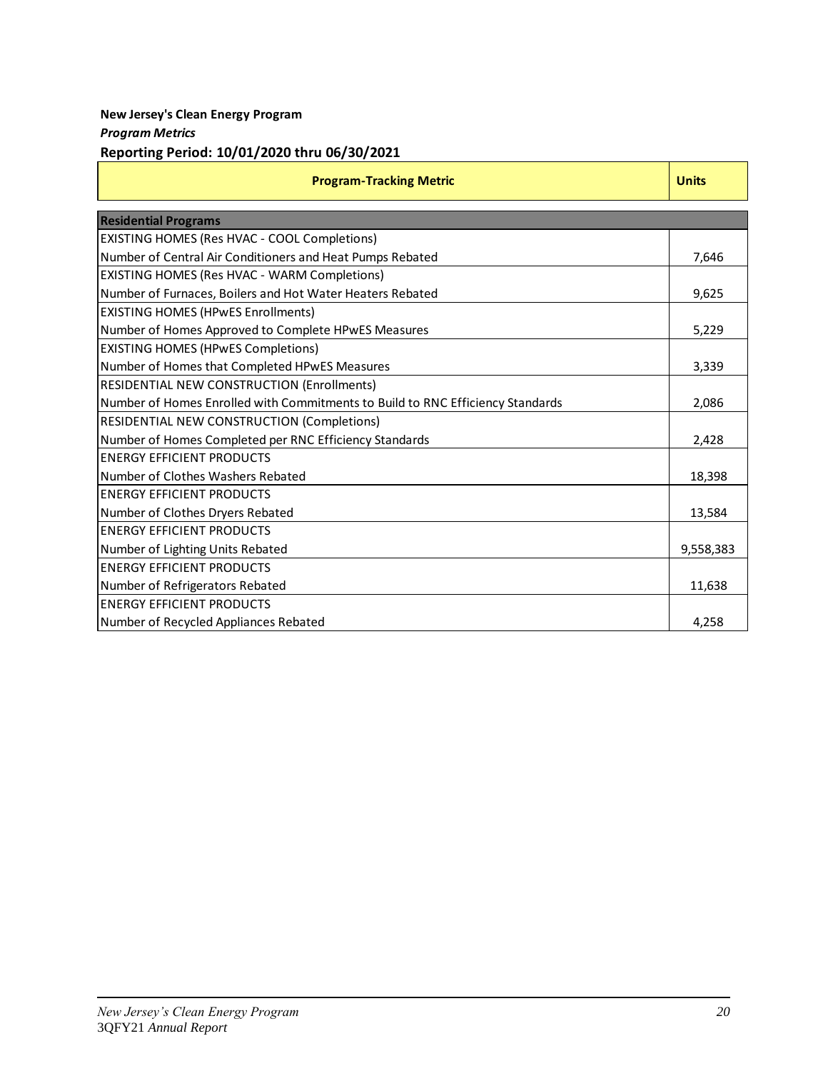**New Jersey's Clean Energy Program**

*Program Metrics*

**Reporting Period: 10/01/2020 thru 06/30/2021**

| Program-Tracking Metric | Units |
|---|---|
| **Residential Programs** | |
| EXISTING HOMES (Res HVAC - COOL Completions)<br>Number of Central Air Conditioners and Heat Pumps Rebated | 7,646 |
| EXISTING HOMES (Res HVAC - WARM Completions)<br>Number of Furnaces, Boilers and Hot Water Heaters Rebated | 9,625 |
| EXISTING HOMES (HPwES Enrollments)<br>Number of Homes Approved to Complete HPwES Measures | 5,229 |
| EXISTING HOMES (HPwES Completions)<br>Number of Homes that Completed HPwES Measures | 3,339 |
| RESIDENTIAL NEW CONSTRUCTION (Enrollments)<br>Number of Homes Enrolled with Commitments to Build to RNC Efficiency Standards | 2,086 |
| RESIDENTIAL NEW CONSTRUCTION (Completions)<br>Number of Homes Completed per RNC Efficiency Standards | 2,428 |
| ENERGY EFFICIENT PRODUCTS<br>Number of Clothes Washers Rebated | 18,398 |
| ENERGY EFFICIENT PRODUCTS<br>Number of Clothes Dryers Rebated | 13,584 |
| ENERGY EFFICIENT PRODUCTS<br>Number of Lighting Units Rebated | 9,558,383 |
| ENERGY EFFICIENT PRODUCTS<br>Number of Refrigerators Rebated | 11,638 |
| ENERGY EFFICIENT PRODUCTS<br>Number of Recycled Appliances Rebated | 4,258 |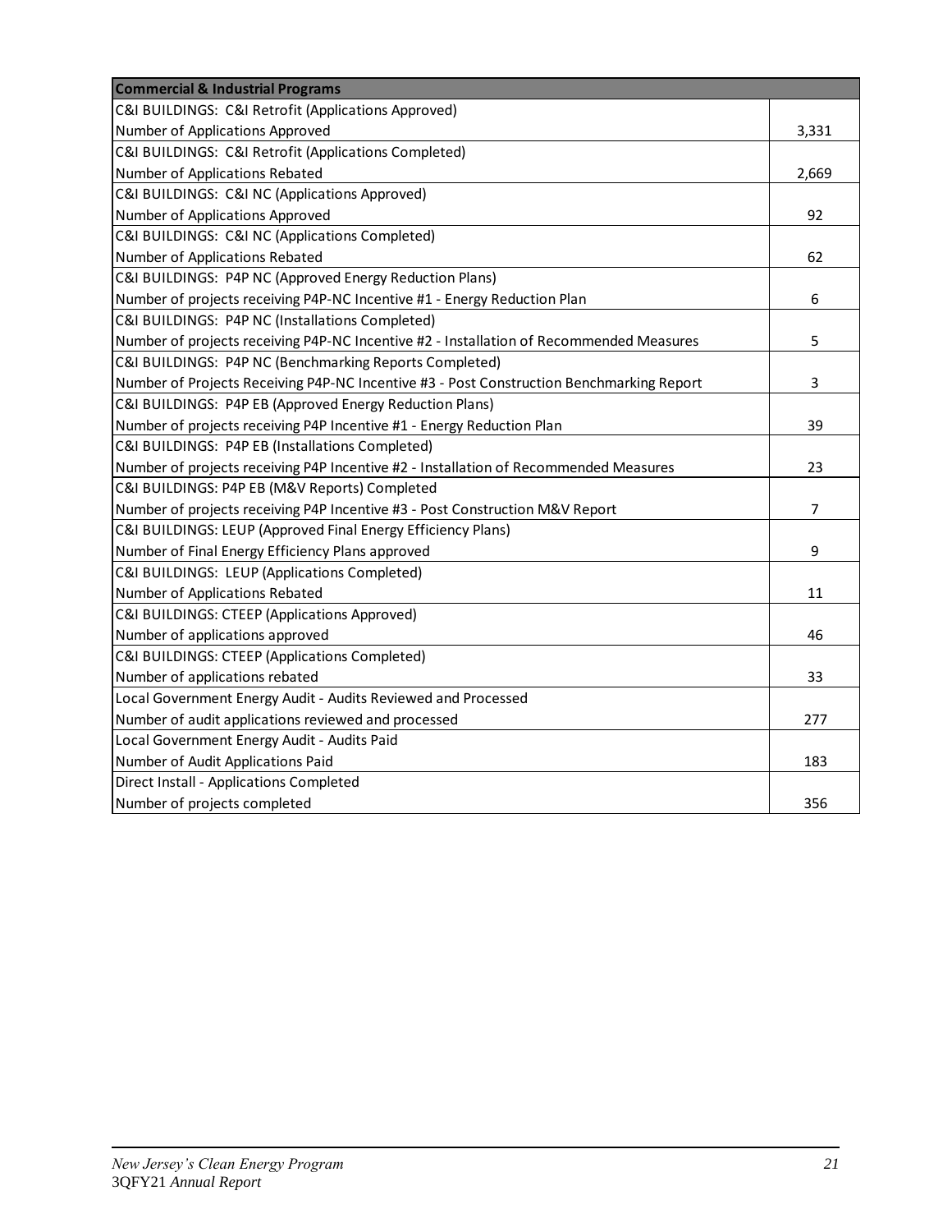| Commercial & Industrial Programs | |
|---|---|
| C&I BUILDINGS: C&I Retrofit (Applications Approved) | |
| Number of Applications Approved | 3,331 |
| C&I BUILDINGS: C&I Retrofit (Applications Completed) | |
| Number of Applications Rebated | 2,669 |
| C&I BUILDINGS: C&I NC (Applications Approved) | |
| Number of Applications Approved | 92 |
| C&I BUILDINGS: C&I NC (Applications Completed) | |
| Number of Applications Rebated | 62 |
| C&I BUILDINGS: P4P NC (Approved Energy Reduction Plans) | |
| Number of projects receiving P4P-NC Incentive #1 - Energy Reduction Plan | 6 |
| C&I BUILDINGS: P4P NC (Installations Completed) | |
| Number of projects receiving P4P-NC Incentive #2 - Installation of Recommended Measures | 5 |
| C&I BUILDINGS: P4P NC (Benchmarking Reports Completed) | |
| Number of Projects Receiving P4P-NC Incentive #3 - Post Construction Benchmarking Report | 3 |
| C&I BUILDINGS: P4P EB (Approved Energy Reduction Plans) | |
| Number of projects receiving P4P Incentive #1 - Energy Reduction Plan | 39 |
| C&I BUILDINGS: P4P EB (Installations Completed) | |
| Number of projects receiving P4P Incentive #2 - Installation of Recommended Measures | 23 |
| C&I BUILDINGS: P4P EB (M&V Reports) Completed | |
| Number of projects receiving P4P Incentive #3 - Post Construction M&V Report | 7 |
| C&I BUILDINGS: LEUP (Approved Final Energy Efficiency Plans) | |
| Number of Final Energy Efficiency Plans approved | 9 |
| C&I BUILDINGS: LEUP (Applications Completed) | |
| Number of Applications Rebated | 11 |
| C&I BUILDINGS: CTEEP (Applications Approved) | |
| Number of applications approved | 46 |
| C&I BUILDINGS: CTEEP (Applications Completed) | |
| Number of applications rebated | 33 |
| Local Government Energy Audit - Audits Reviewed and Processed | |
| Number of audit applications reviewed and processed | 277 |
| Local Government Energy Audit - Audits Paid | |
| Number of Audit Applications Paid | 183 |
| Direct Install - Applications Completed | |
| Number of projects completed | 356 |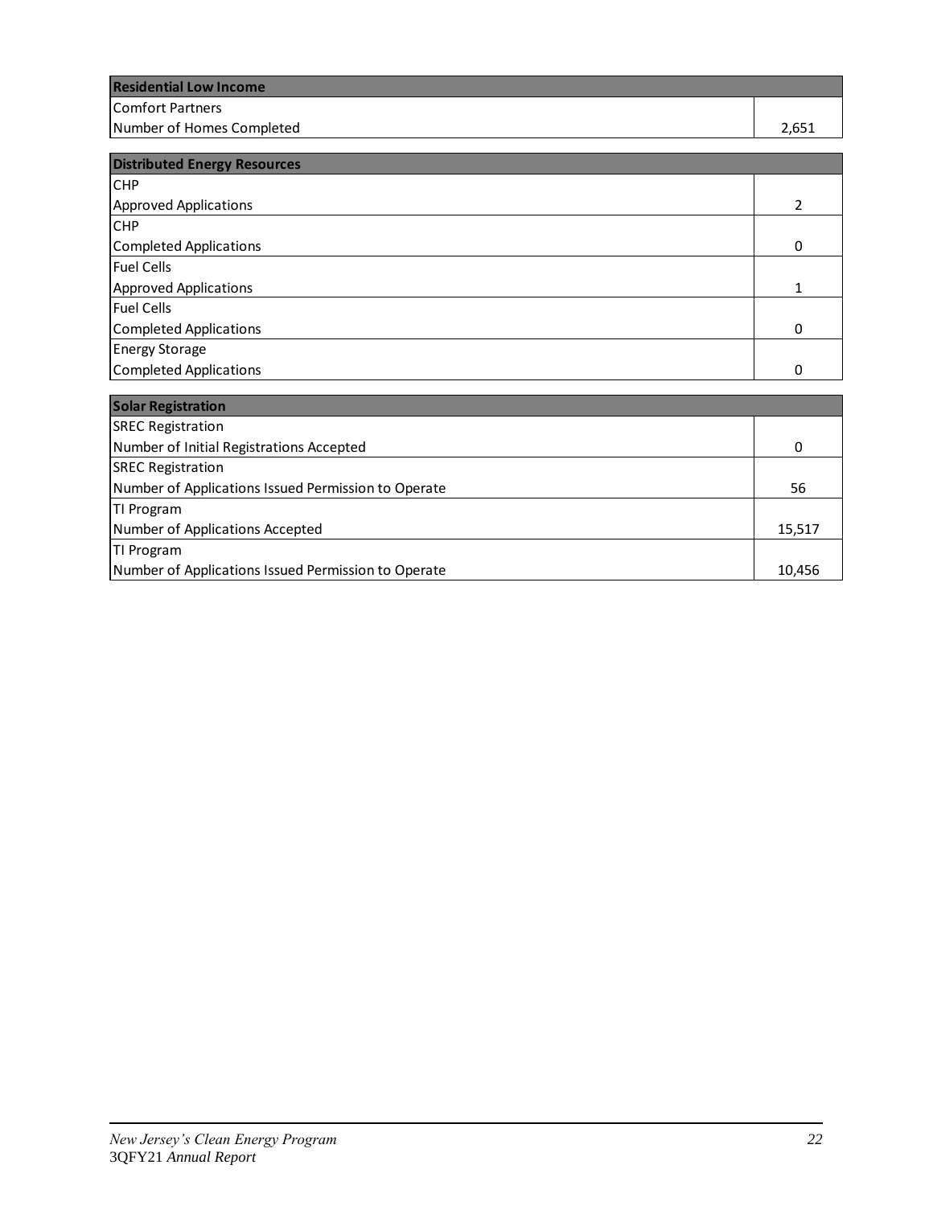| Residential Low Income | |
|---|---|
| Comfort Partners<br>Number of Homes Completed | 2,651 |

| Distributed Energy Resources | |
|---|---|
| CHP<br>Approved Applications | 2 |
| CHP<br>Completed Applications | 0 |
| Fuel Cells<br>Approved Applications | 1 |
| Fuel Cells<br>Completed Applications | 0 |
| Energy Storage<br>Completed Applications | 0 |

| Solar Registration | |
|---|---|
| SREC Registration<br>Number of Initial Registrations Accepted | 0 |
| SREC Registration<br>Number of Applications Issued Permission to Operate | 56 |
| TI Program<br>Number of Applications Accepted | 15,517 |
| TI Program<br>Number of Applications Issued Permission to Operate | 10,456 |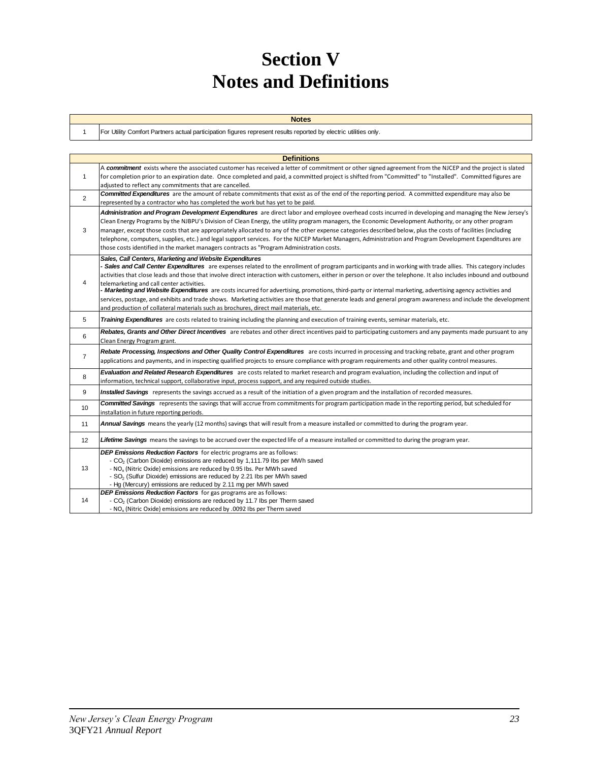# Section V
# Notes and Definitions

| | Notes |
|---|---|
| 1 | For Utility Comfort Partners actual participation figures represent results reported by electric utilities only. |

| | Definitions |
|---|---|
| 1 | A ***commitment*** exists where the associated customer has received a letter of commitment or other signed agreement from the NJCEP and the project is slated for completion prior to an expiration date. Once completed and paid, a committed project is shifted from "Committed" to "Installed". Committed figures are adjusted to reflect any commitments that are cancelled. |
| 2 | ***Committed Expenditures*** are the amount of rebate commitments that exist as of the end of the reporting period. A committed expenditure may also be represented by a contractor who has completed the work but has yet to be paid. |
| 3 | ***Administration and Program Development Expenditures*** are direct labor and employee overhead costs incurred in developing and managing the New Jersey's Clean Energy Programs by the NJBPU's Division of Clean Energy, the utility program managers, the Economic Development Authority, or any other program manager, except those costs that are appropriately allocated to any of the other expense categories described below, plus the costs of facilities (including telephone, computers, supplies, etc.) and legal support services. For the NJCEP Market Managers, Administration and Program Development Expenditures are those costs identified in the market managers contracts as "Program Administration costs. |
| 4 | ***Sales, Call Centers, Marketing and Website Expenditures***<br>- ***Sales and Call Center Expenditures*** are expenses related to the enrollment of program participants and in working with trade allies. This category includes activities that close leads and those that involve direct interaction with customers, either in person or over the telephone. It also includes inbound and outbound telemarketing and call center activities.<br>- ***Marketing and Website Expenditures*** are costs incurred for advertising, promotions, third-party or internal marketing, advertising agency activities and services, postage, and exhibits and trade shows. Marketing activities are those that generate leads and general program awareness and include the development and production of collateral materials such as brochures, direct mail materials, etc. |
| 5 | ***Training Expenditures*** are costs related to training including the planning and execution of training events, seminar materials, etc. |
| 6 | ***Rebates, Grants and Other Direct Incentives*** are rebates and other direct incentives paid to participating customers and any payments made pursuant to any Clean Energy Program grant. |
| 7 | ***Rebate Processing, Inspections and Other Quality Control Expenditures*** are costs incurred in processing and tracking rebate, grant and other program applications and payments, and in inspecting qualified projects to ensure compliance with program requirements and other quality control measures. |
| 8 | ***Evaluation and Related Research Expenditures*** are costs related to market research and program evaluation, including the collection and input of information, technical support, collaborative input, process support, and any required outside studies. |
| 9 | ***Installed Savings*** represents the savings accrued as a result of the initiation of a given program and the installation of recorded measures. |
| 10 | ***Committed Savings*** represents the savings that will accrue from commitments for program participation made in the reporting period, but scheduled for installation in future reporting periods. |
| 11 | ***Annual Savings*** means the yearly (12 months) savings that will result from a measure installed or committed to during the program year. |
| 12 | ***Lifetime Savings*** means the savings to be accrued over the expected life of a measure installed or committed to during the program year. |
| 13 | ***DEP Emissions Reduction Factors*** for electric programs are as follows:<br>- $CO_2$ (Carbon Dioxide) emissions are reduced by 1,111.79 lbs per MWh saved<br>- $NO_x$ (Nitric Oxide) emissions are reduced by 0.95 lbs. Per MWh saved<br>- $SO_2$ (Sulfur Dioxide) emissions are reduced by 2.21 lbs per MWh saved<br>- Hg (Mercury) emissions are reduced by 2.11 mg per MWh saved |
| 14 | ***DEP Emissions Reduction Factors*** for gas programs are as follows:<br>- $CO_2$ (Carbon Dioxide) emissions are reduced by 11.7 lbs per Therm saved<br>- $NO_x$ (Nitric Oxide) emissions are reduced by .0092 lbs per Therm saved |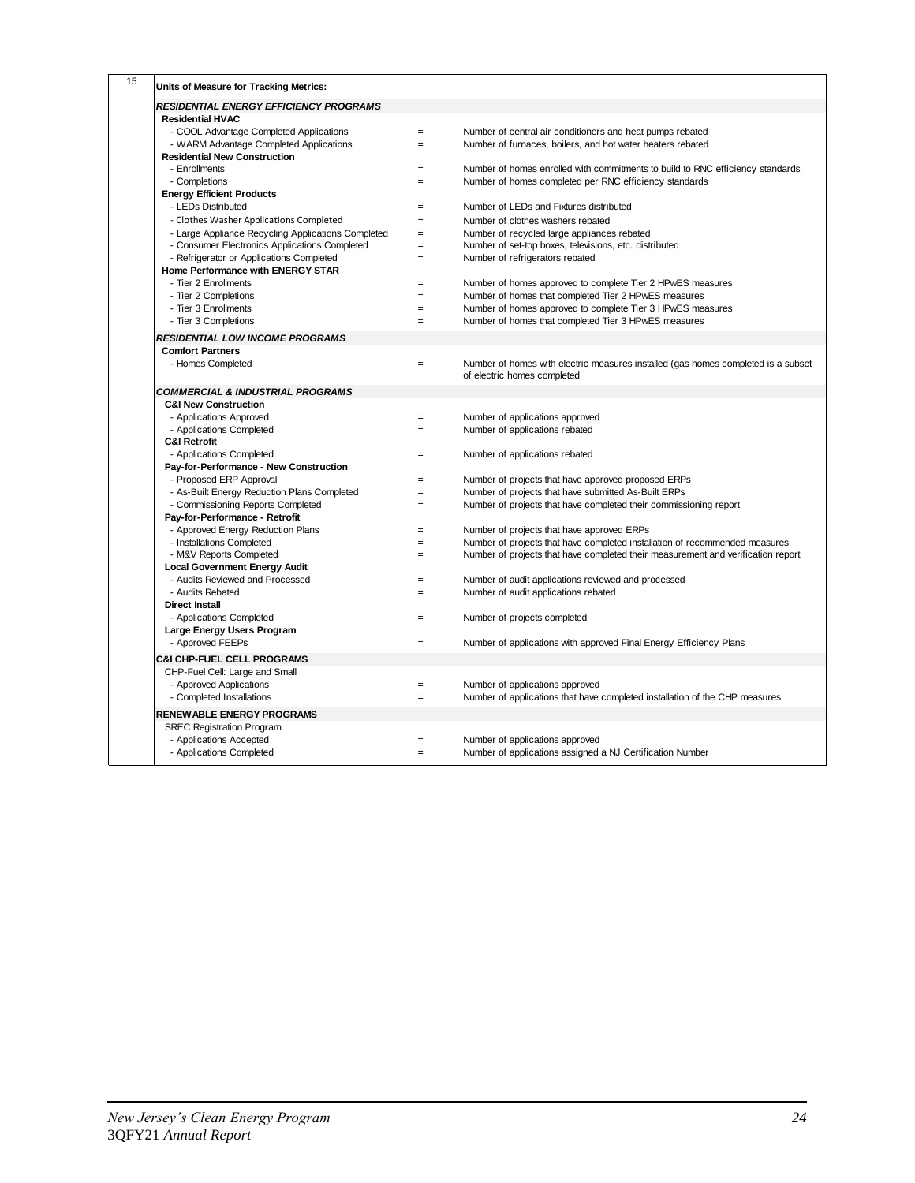15

**Units of Measure for Tracking Metrics:**

| | | |
|---|---|---|
| ***RESIDENTIAL ENERGY EFFICIENCY PROGRAMS*** | | |
| **Residential HVAC** | | |
| - COOL Advantage Completed Applications | = | Number of central air conditioners and heat pumps rebated |
| - WARM Advantage Completed Applications | = | Number of furnaces, boilers, and hot water heaters rebated |
| **Residential New Construction** | | |
| - Enrollments | = | Number of homes enrolled with commitments to build to RNC efficiency standards |
| - Completions | = | Number of homes completed per RNC efficiency standards |
| **Energy Efficient Products** | | |
| - LEDs Distributed | = | Number of LEDs and Fixtures distributed |
| - Clothes Washer Applications Completed | = | Number of clothes washers rebated |
| - Large Appliance Recycling Applications Completed | = | Number of recycled large appliances rebated |
| - Consumer Electronics Applications Completed | = | Number of set-top boxes, televisions, etc. distributed |
| - Refrigerator or Applications Completed | = | Number of refrigerators rebated |
| **Home Performance with ENERGY STAR** | | |
| - Tier 2 Enrollments | = | Number of homes approved to complete Tier 2 HPwES measures |
| - Tier 2 Completions | = | Number of homes that completed Tier 2 HPwES measures |
| - Tier 3 Enrollments | = | Number of homes approved to complete Tier 3 HPwES measures |
| - Tier 3 Completions | = | Number of homes that completed Tier 3 HPwES measures |
| ***RESIDENTIAL LOW INCOME PROGRAMS*** | | |
| **Comfort Partners** | | |
| - Homes Completed | = | Number of homes with electric measures installed (gas homes completed is a subset of electric homes completed |
| ***COMMERCIAL & INDUSTRIAL PROGRAMS*** | | |
| **C&I New Construction** | | |
| - Applications Approved | = | Number of applications approved |
| - Applications Completed | = | Number of applications rebated |
| **C&I Retrofit** | | |
| - Applications Completed | = | Number of applications rebated |
| **Pay-for-Performance - New Construction** | | |
| - Proposed ERP Approval | = | Number of projects that have approved proposed ERPs |
| - As-Built Energy Reduction Plans Completed | = | Number of projects that have submitted As-Built ERPs |
| - Commissioning Reports Completed | = | Number of projects that have completed their commissioning report |
| **Pay-for-Performance - Retrofit** | | |
| - Approved Energy Reduction Plans | = | Number of projects that have approved ERPs |
| - Installations Completed | = | Number of projects that have completed installation of recommended measures |
| - M&V Reports Completed | = | Number of projects that have completed their measurement and verification report |
| **Local Government Energy Audit** | | |
| - Audits Reviewed and Processed | = | Number of audit applications reviewed and processed |
| - Audits Rebated | = | Number of audit applications rebated |
| **Direct Install** | | |
| - Applications Completed | = | Number of projects completed |
| **Large Energy Users Program** | | |
| - Approved FEEPs | = | Number of applications with approved Final Energy Efficiency Plans |
| **C&I CHP-FUEL CELL PROGRAMS** | | |
| CHP-Fuel Cell: Large and Small | | |
| - Approved Applications | = | Number of applications approved |
| - Completed Installations | = | Number of applications that have completed installation of the CHP measures |
| **RENEWABLE ENERGY PROGRAMS** | | |
| SREC Registration Program | | |
| - Applications Accepted | = | Number of applications approved |
| - Applications Completed | = | Number of applications assigned a NJ Certification Number |